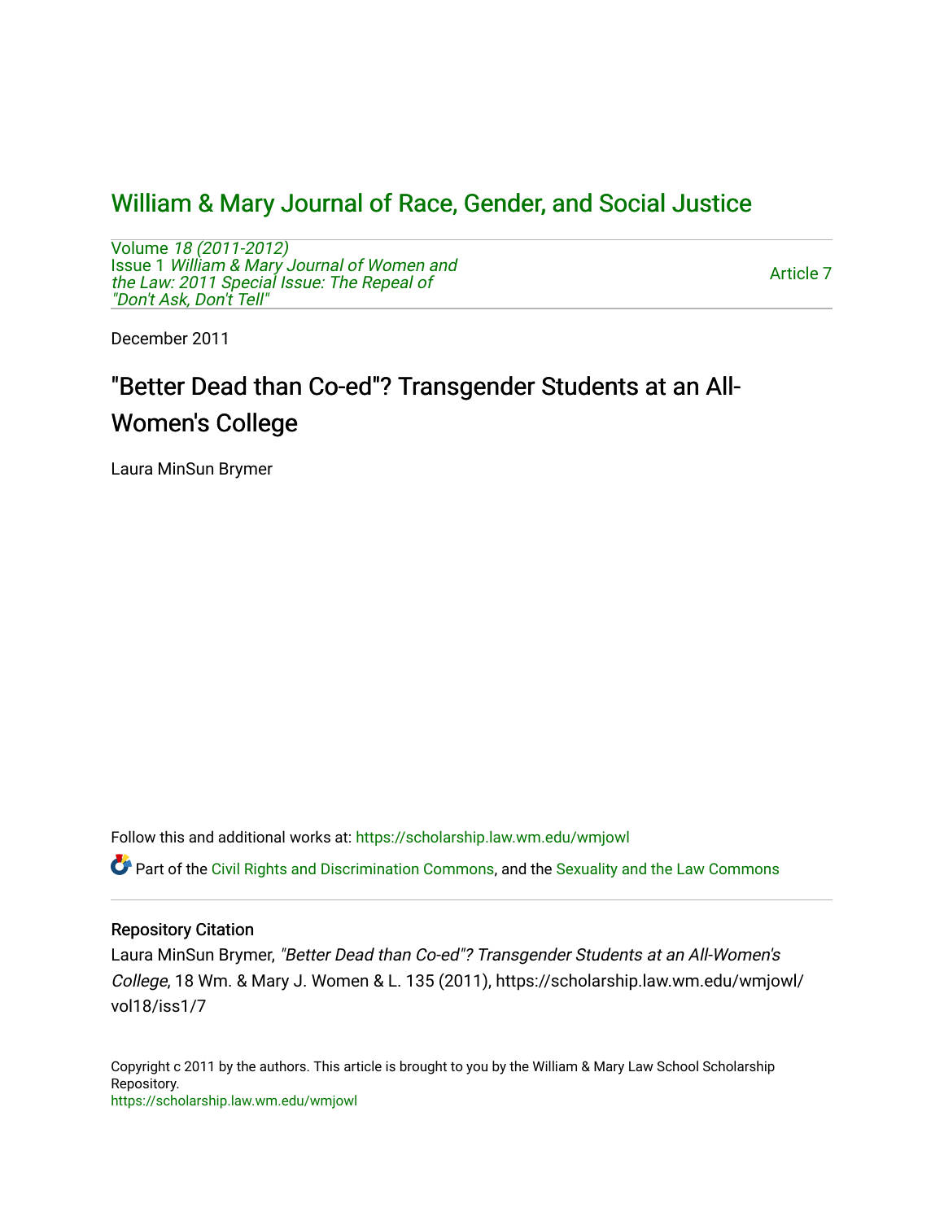# William & Mary Journal of Race, Gender, and Social Justice

Volume *18 (2011-2012)*
Issue 1 *William & Mary Journal of Women and the Law: 2011 Special Issue: The Repeal of "Don't Ask, Don't Tell"*

Article 7

December 2011

## "Better Dead than Co-ed"? Transgender Students at an All-Women's College

Laura MinSun Brymer

Follow this and additional works at: https://scholarship.law.wm.edu/wmjowl

Part of the Civil Rights and Discrimination Commons, and the Sexuality and the Law Commons

### Repository Citation

Laura MinSun Brymer, *"Better Dead than Co-ed"? Transgender Students at an All-Women's College*, 18 Wm. & Mary J. Women & L. 135 (2011), https://scholarship.law.wm.edu/wmjowl/vol18/iss1/7

Copyright c 2011 by the authors. This article is brought to you by the William & Mary Law School Scholarship Repository.
https://scholarship.law.wm.edu/wmjowl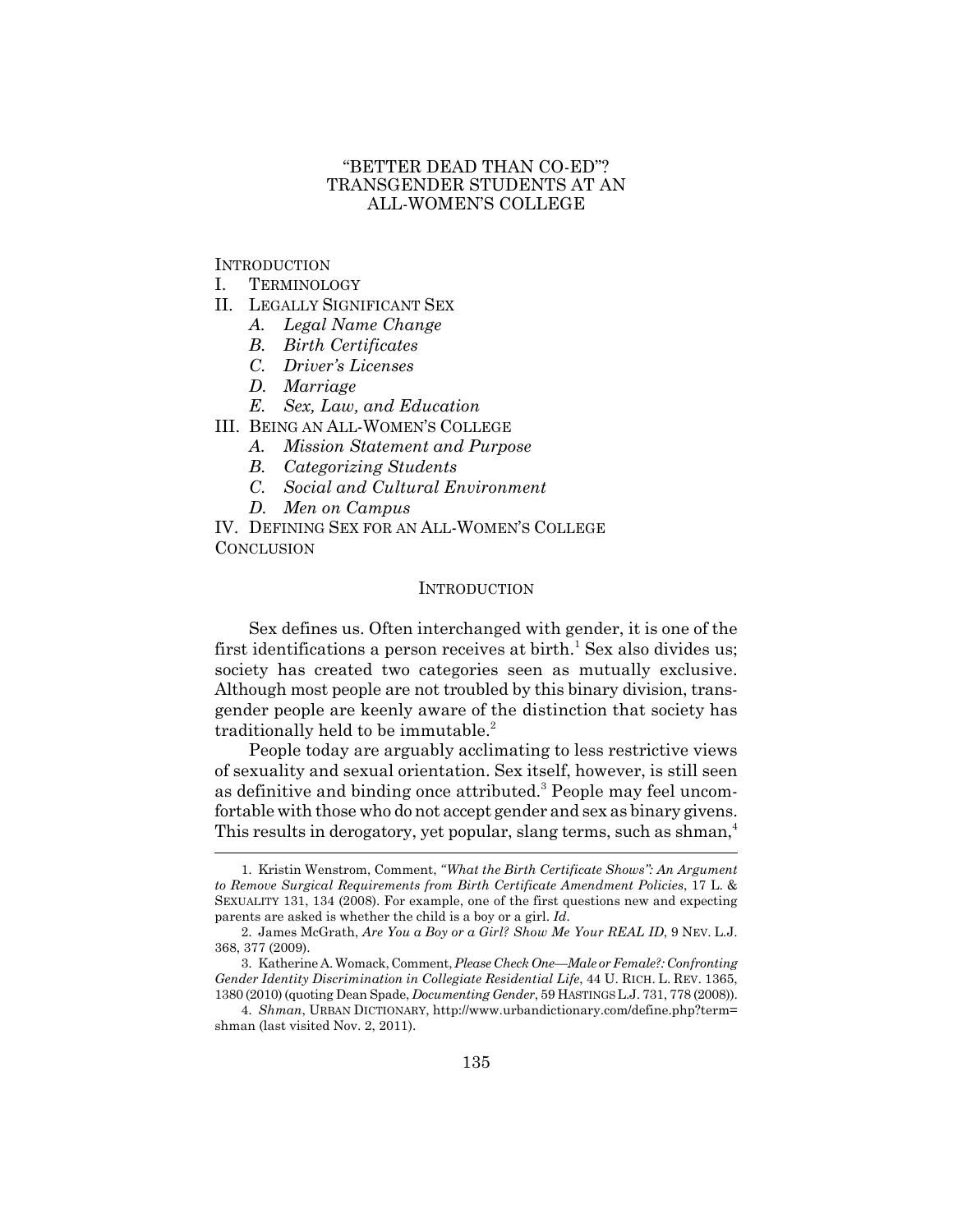# "BETTER DEAD THAN CO-ED"? TRANSGENDER STUDENTS AT AN ALL-WOMEN'S COLLEGE

INTRODUCTION

I. TERMINOLOGY

II. LEGALLY SIGNIFICANT SEX
   - *A. Legal Name Change*
   - *B. Birth Certificates*
   - *C. Driver's Licenses*
   - *D. Marriage*
   - *E. Sex, Law, and Education*

III. BEING AN ALL-WOMEN'S COLLEGE
   - *A. Mission Statement and Purpose*
   - *B. Categorizing Students*
   - *C. Social and Cultural Environment*
   - *D. Men on Campus*

IV. DEFINING SEX FOR AN ALL-WOMEN'S COLLEGE

CONCLUSION

## INTRODUCTION

Sex defines us. Often interchanged with gender, it is one of the first identifications a person receives at birth.[1] Sex also divides us; society has created two categories seen as mutually exclusive. Although most people are not troubled by this binary division, transgender people are keenly aware of the distinction that society has traditionally held to be immutable.[2]

People today are arguably acclimating to less restrictive views of sexuality and sexual orientation. Sex itself, however, is still seen as definitive and binding once attributed.[3] People may feel uncomfortable with those who do not accept gender and sex as binary givens. This results in derogatory, yet popular, slang terms, such as shman,[4]

---

1. Kristin Wenstrom, Comment, *"What the Birth Certificate Shows": An Argument to Remove Surgical Requirements from Birth Certificate Amendment Policies*, 17 L. & SEXUALITY 131, 134 (2008). For example, one of the first questions new and expecting parents are asked is whether the child is a boy or a girl. *Id.*

2. James McGrath, *Are You a Boy or a Girl? Show Me Your REAL ID*, 9 NEV. L.J. 368, 377 (2009).

3. Katherine A. Womack, Comment, *Please Check One—Male or Female?: Confronting Gender Identity Discrimination in Collegiate Residential Life*, 44 U. RICH. L. REV. 1365, 1380 (2010) (quoting Dean Spade, *Documenting Gender*, 59 HASTINGS L.J. 731, 778 (2008)).

4. *Shman*, URBAN DICTIONARY, http://www.urbandictionary.com/define.php?term=shman (last visited Nov. 2, 2011).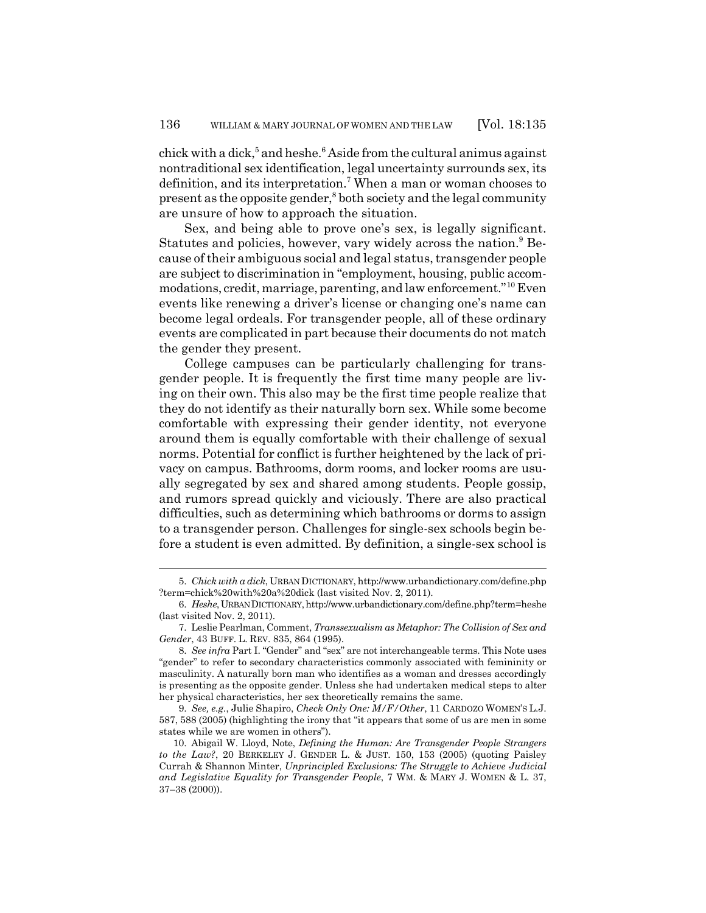chick with a dick,[5] and heshe.[6] Aside from the cultural animus against nontraditional sex identification, legal uncertainty surrounds sex, its definition, and its interpretation.[7] When a man or woman chooses to present as the opposite gender,[8] both society and the legal community are unsure of how to approach the situation.

Sex, and being able to prove one's sex, is legally significant. Statutes and policies, however, vary widely across the nation.[9] Because of their ambiguous social and legal status, transgender people are subject to discrimination in "employment, housing, public accommodations, credit, marriage, parenting, and law enforcement."[10] Even events like renewing a driver's license or changing one's name can become legal ordeals. For transgender people, all of these ordinary events are complicated in part because their documents do not match the gender they present.

College campuses can be particularly challenging for transgender people. It is frequently the first time many people are living on their own. This also may be the first time people realize that they do not identify as their naturally born sex. While some become comfortable with expressing their gender identity, not everyone around them is equally comfortable with their challenge of sexual norms. Potential for conflict is further heightened by the lack of privacy on campus. Bathrooms, dorm rooms, and locker rooms are usually segregated by sex and shared among students. People gossip, and rumors spread quickly and viciously. There are also practical difficulties, such as determining which bathrooms or dorms to assign to a transgender person. Challenges for single-sex schools begin before a student is even admitted. By definition, a single-sex school is

---

5. *Chick with a dick*, URBAN DICTIONARY, http://www.urbandictionary.com/define.php?term=chick%20with%20a%20dick (last visited Nov. 2, 2011).

6. *Heshe*, URBAN DICTIONARY, http://www.urbandictionary.com/define.php?term=heshe (last visited Nov. 2, 2011).

7. Leslie Pearlman, Comment, *Transsexualism as Metaphor: The Collision of Sex and Gender*, 43 BUFF. L. REV. 835, 864 (1995).

8. *See infra* Part I. "Gender" and "sex" are not interchangeable terms. This Note uses "gender" to refer to secondary characteristics commonly associated with femininity or masculinity. A naturally born man who identifies as a woman and dresses accordingly is presenting as the opposite gender. Unless she had undertaken medical steps to alter her physical characteristics, her sex theoretically remains the same.

9. *See, e.g.*, Julie Shapiro, *Check Only One: M/F/Other*, 11 CARDOZO WOMEN'S L.J. 587, 588 (2005) (highlighting the irony that "it appears that some of us are men in some states while we are women in others").

10. Abigail W. Lloyd, Note, *Defining the Human: Are Transgender People Strangers to the Law?*, 20 BERKELEY J. GENDER L. & JUST. 150, 153 (2005) (quoting Paisley Currah & Shannon Minter, *Unprincipled Exclusions: The Struggle to Achieve Judicial and Legislative Equality for Transgender People*, 7 WM. & MARY J. WOMEN & L. 37, 37–38 (2000)).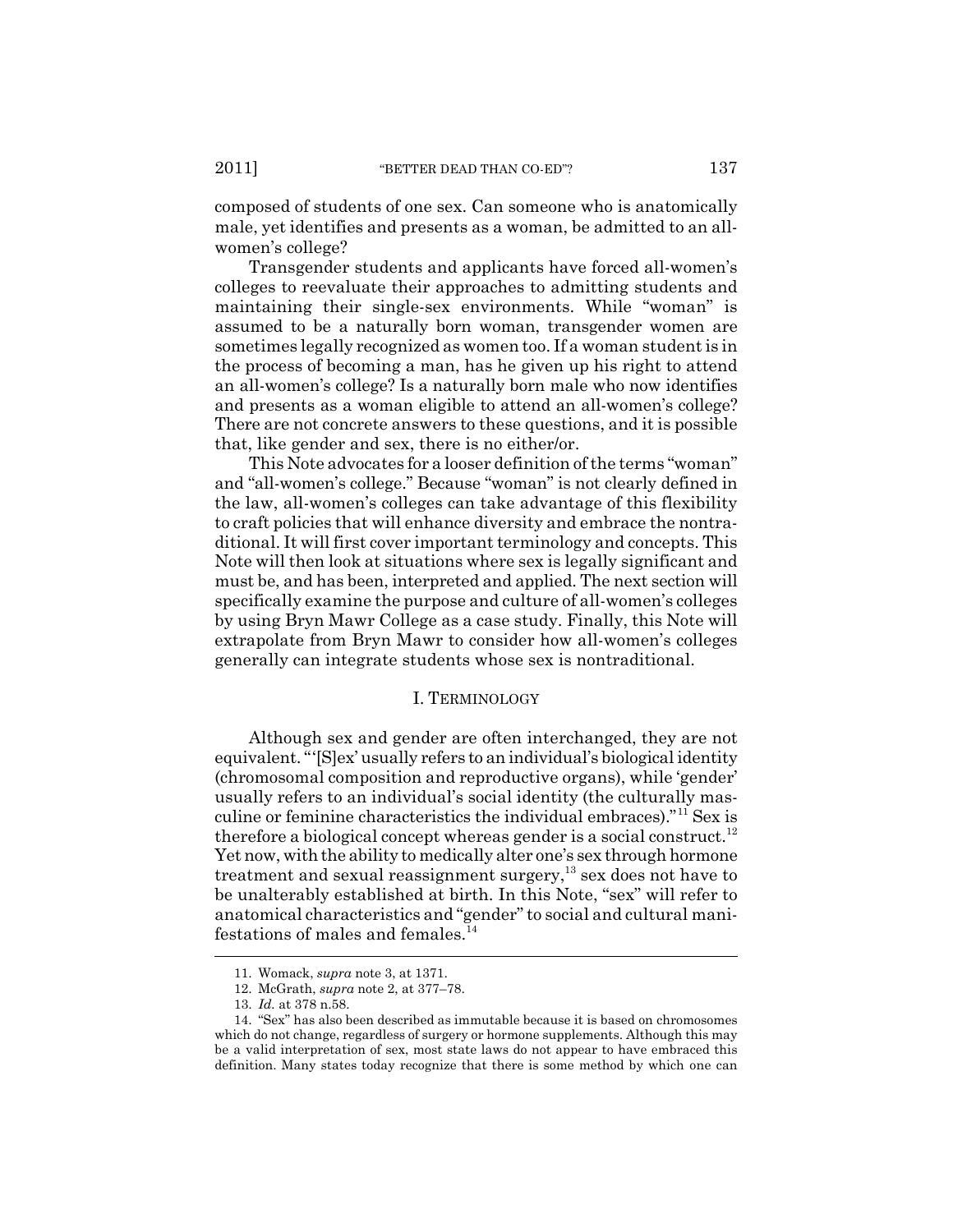composed of students of one sex. Can someone who is anatomically male, yet identifies and presents as a woman, be admitted to an all-women's college?

Transgender students and applicants have forced all-women's colleges to reevaluate their approaches to admitting students and maintaining their single-sex environments. While "woman" is assumed to be a naturally born woman, transgender women are sometimes legally recognized as women too. If a woman student is in the process of becoming a man, has he given up his right to attend an all-women's college? Is a naturally born male who now identifies and presents as a woman eligible to attend an all-women's college? There are not concrete answers to these questions, and it is possible that, like gender and sex, there is no either/or.

This Note advocates for a looser definition of the terms "woman" and "all-women's college." Because "woman" is not clearly defined in the law, all-women's colleges can take advantage of this flexibility to craft policies that will enhance diversity and embrace the nontraditional. It will first cover important terminology and concepts. This Note will then look at situations where sex is legally significant and must be, and has been, interpreted and applied. The next section will specifically examine the purpose and culture of all-women's colleges by using Bryn Mawr College as a case study. Finally, this Note will extrapolate from Bryn Mawr to consider how all-women's colleges generally can integrate students whose sex is nontraditional.

## I. TERMINOLOGY

Although sex and gender are often interchanged, they are not equivalent. "'[S]ex' usually refers to an individual's biological identity (chromosomal composition and reproductive organs), while 'gender' usually refers to an individual's social identity (the culturally masculine or feminine characteristics the individual embraces)."[11] Sex is therefore a biological concept whereas gender is a social construct.[12] Yet now, with the ability to medically alter one's sex through hormone treatment and sexual reassignment surgery,[13] sex does not have to be unalterably established at birth. In this Note, "sex" will refer to anatomical characteristics and "gender" to social and cultural manifestations of males and females.[14]

---

11. Womack, *supra* note 3, at 1371.

12. McGrath, *supra* note 2, at 377–78.

13. *Id.* at 378 n.58.

14. "Sex" has also been described as immutable because it is based on chromosomes which do not change, regardless of surgery or hormone supplements. Although this may be a valid interpretation of sex, most state laws do not appear to have embraced this definition. Many states today recognize that there is some method by which one can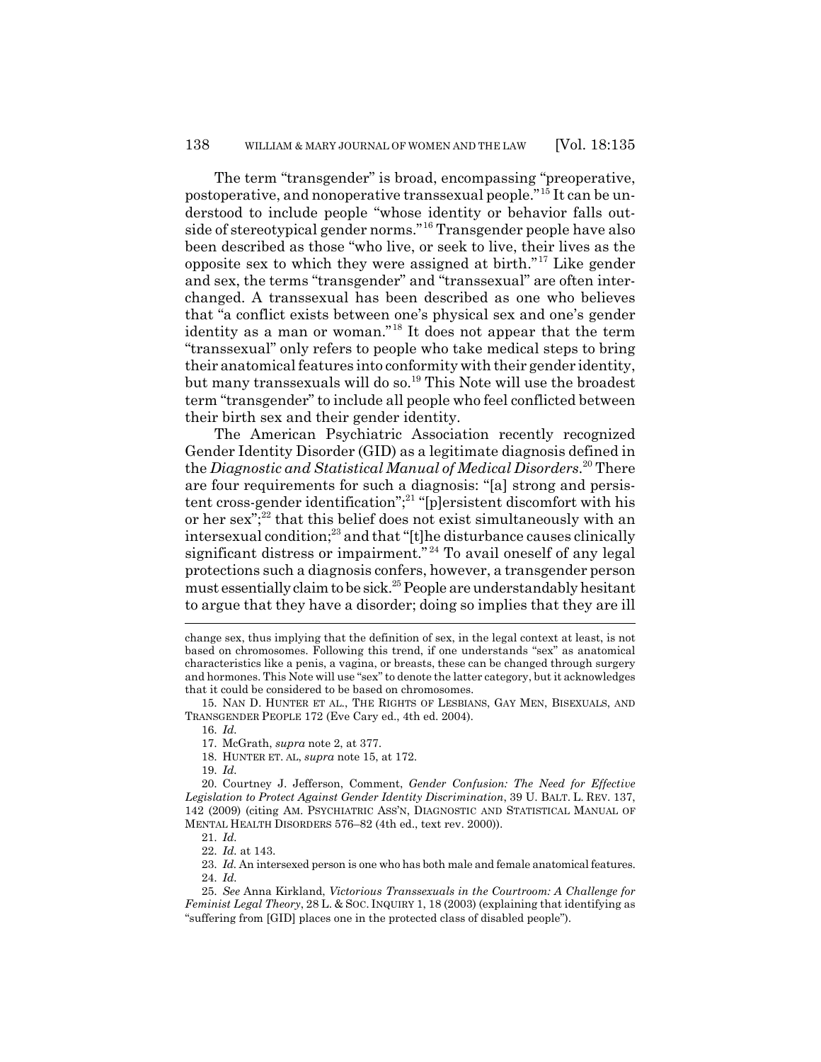The term "transgender" is broad, encompassing "preoperative, postoperative, and nonoperative transsexual people."[15] It can be understood to include people "whose identity or behavior falls outside of stereotypical gender norms."[16] Transgender people have also been described as those "who live, or seek to live, their lives as the opposite sex to which they were assigned at birth."[17] Like gender and sex, the terms "transgender" and "transsexual" are often interchanged. A transsexual has been described as one who believes that "a conflict exists between one's physical sex and one's gender identity as a man or woman."[18] It does not appear that the term "transsexual" only refers to people who take medical steps to bring their anatomical features into conformity with their gender identity, but many transsexuals will do so.[19] This Note will use the broadest term "transgender" to include all people who feel conflicted between their birth sex and their gender identity.

The American Psychiatric Association recently recognized Gender Identity Disorder (GID) as a legitimate diagnosis defined in the *Diagnostic and Statistical Manual of Medical Disorders*.[20] There are four requirements for such a diagnosis: "[a] strong and persistent cross-gender identification";[21] "[p]ersistent discomfort with his or her sex";[22] that this belief does not exist simultaneously with an intersexual condition;[23] and that "[t]he disturbance causes clinically significant distress or impairment."[24] To avail oneself of any legal protections such a diagnosis confers, however, a transgender person must essentially claim to be sick.[25] People are understandably hesitant to argue that they have a disorder; doing so implies that they are ill

---

change sex, thus implying that the definition of sex, in the legal context at least, is not based on chromosomes. Following this trend, if one understands "sex" as anatomical characteristics like a penis, a vagina, or breasts, these can be changed through surgery and hormones. This Note will use "sex" to denote the latter category, but it acknowledges that it could be considered to be based on chromosomes.

15. NAN D. HUNTER ET AL., THE RIGHTS OF LESBIANS, GAY MEN, BISEXUALS, AND TRANSGENDER PEOPLE 172 (Eve Cary ed., 4th ed. 2004).

16. *Id.*

17. McGrath, *supra* note 2, at 377.

18. HUNTER ET. AL, *supra* note 15, at 172.

19. *Id.*

20. Courtney J. Jefferson, Comment, *Gender Confusion: The Need for Effective Legislation to Protect Against Gender Identity Discrimination*, 39 U. BALT. L. REV. 137, 142 (2009) (citing AM. PSYCHIATRIC ASS'N, DIAGNOSTIC AND STATISTICAL MANUAL OF MENTAL HEALTH DISORDERS 576–82 (4th ed., text rev. 2000)).

21. *Id.*

22. *Id.* at 143.

23. *Id.* An intersexed person is one who has both male and female anatomical features.

24. *Id.*

25. *See* Anna Kirkland, *Victorious Transsexuals in the Courtroom: A Challenge for Feminist Legal Theory*, 28 L. & SOC. INQUIRY 1, 18 (2003) (explaining that identifying as "suffering from [GID] places one in the protected class of disabled people").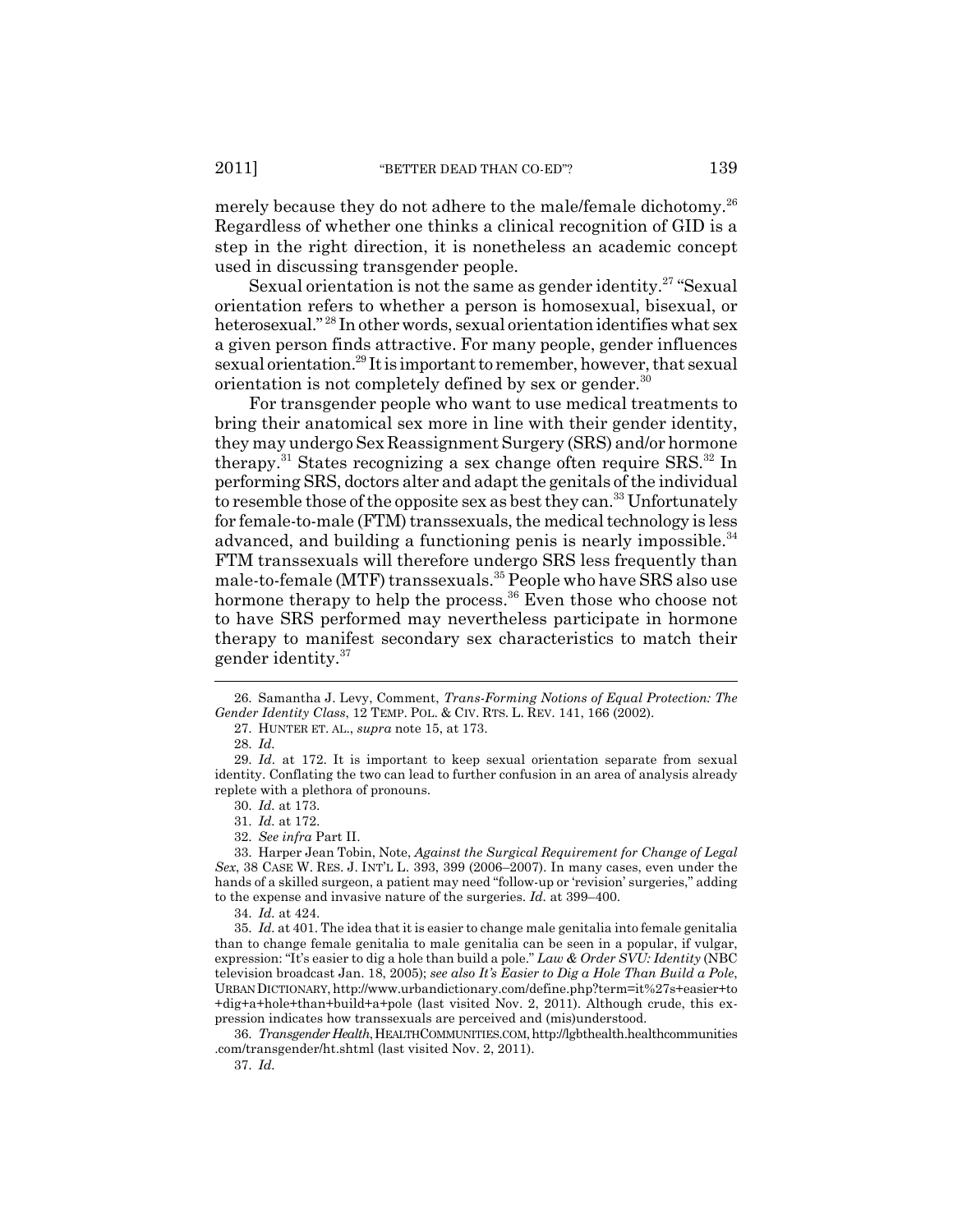merely because they do not adhere to the male/female dichotomy.[26] Regardless of whether one thinks a clinical recognition of GID is a step in the right direction, it is nonetheless an academic concept used in discussing transgender people.

Sexual orientation is not the same as gender identity.[27] "Sexual orientation refers to whether a person is homosexual, bisexual, or heterosexual."[28] In other words, sexual orientation identifies what sex a given person finds attractive. For many people, gender influences sexual orientation.[29] It is important to remember, however, that sexual orientation is not completely defined by sex or gender.[30]

For transgender people who want to use medical treatments to bring their anatomical sex more in line with their gender identity, they may undergo Sex Reassignment Surgery (SRS) and/or hormone therapy.[31] States recognizing a sex change often require SRS.[32] In performing SRS, doctors alter and adapt the genitals of the individual to resemble those of the opposite sex as best they can.[33] Unfortunately for female-to-male (FTM) transsexuals, the medical technology is less advanced, and building a functioning penis is nearly impossible.[34] FTM transsexuals will therefore undergo SRS less frequently than male-to-female (MTF) transsexuals.[35] People who have SRS also use hormone therapy to help the process.[36] Even those who choose not to have SRS performed may nevertheless participate in hormone therapy to manifest secondary sex characteristics to match their gender identity.[37]

---

26. Samantha J. Levy, Comment, *Trans-Forming Notions of Equal Protection: The Gender Identity Class*, 12 TEMP. POL. & CIV. RTS. L. REV. 141, 166 (2002).

27. HUNTER ET. AL., *supra* note 15, at 173.

28. *Id.*

29. *Id.* at 172. It is important to keep sexual orientation separate from sexual identity. Conflating the two can lead to further confusion in an area of analysis already replete with a plethora of pronouns.

30. *Id.* at 173.

31. *Id.* at 172.

32. *See infra* Part II.

33. Harper Jean Tobin, Note, *Against the Surgical Requirement for Change of Legal Sex*, 38 CASE W. RES. J. INT'L L. 393, 399 (2006–2007). In many cases, even under the hands of a skilled surgeon, a patient may need "follow-up or 'revision' surgeries," adding to the expense and invasive nature of the surgeries. *Id.* at 399–400.

34. *Id.* at 424.

35. *Id.* at 401. The idea that it is easier to change male genitalia into female genitalia than to change female genitalia to male genitalia can be seen in a popular, if vulgar, expression: "It's easier to dig a hole than build a pole." *Law & Order SVU: Identity* (NBC television broadcast Jan. 18, 2005); *see also It's Easier to Dig a Hole Than Build a Pole*, URBAN DICTIONARY, http://www.urbandictionary.com/define.php?term=it%27s+easier+to+dig+a+hole+than+build+a+pole (last visited Nov. 2, 2011). Although crude, this expression indicates how transsexuals are perceived and (mis)understood.

36. *Transgender Health*, HEALTHCOMMUNITIES.COM, http://lgbthealth.healthcommunities.com/transgender/ht.shtml (last visited Nov. 2, 2011).

37. *Id.*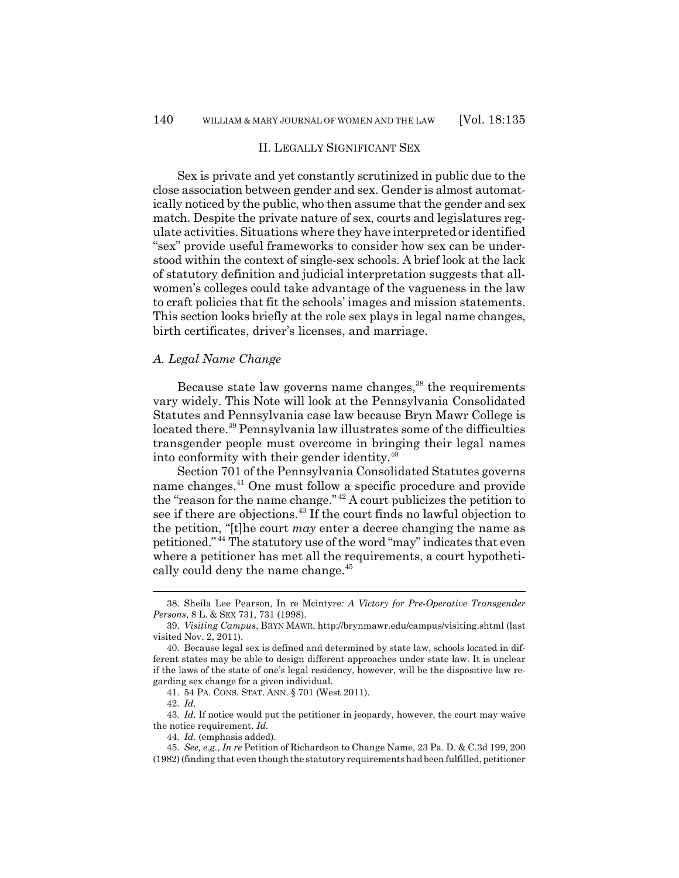## II. LEGALLY SIGNIFICANT SEX

Sex is private and yet constantly scrutinized in public due to the close association between gender and sex. Gender is almost automatically noticed by the public, who then assume that the gender and sex match. Despite the private nature of sex, courts and legislatures regulate activities. Situations where they have interpreted or identified "sex" provide useful frameworks to consider how sex can be understood within the context of single-sex schools. A brief look at the lack of statutory definition and judicial interpretation suggests that all-women's colleges could take advantage of the vagueness in the law to craft policies that fit the schools' images and mission statements. This section looks briefly at the role sex plays in legal name changes, birth certificates, driver's licenses, and marriage.

### *A. Legal Name Change*

Because state law governs name changes,[38] the requirements vary widely. This Note will look at the Pennsylvania Consolidated Statutes and Pennsylvania case law because Bryn Mawr College is located there.[39] Pennsylvania law illustrates some of the difficulties transgender people must overcome in bringing their legal names into conformity with their gender identity.[40]

Section 701 of the Pennsylvania Consolidated Statutes governs name changes.[41] One must follow a specific procedure and provide the "reason for the name change."[42] A court publicizes the petition to see if there are objections.[43] If the court finds no lawful objection to the petition, "[t]he court *may* enter a decree changing the name as petitioned."[44] The statutory use of the word "may" indicates that even where a petitioner has met all the requirements, a court hypothetically could deny the name change.[45]

---

38. Sheila Lee Pearson, In re Mcintyre*: A Victory for Pre-Operative Transgender Persons*, 8 L. & SEX 731, 731 (1998).

39. *Visiting Campus*, BRYN MAWR, http://brynmawr.edu/campus/visiting.shtml (last visited Nov. 2, 2011).

40. Because legal sex is defined and determined by state law, schools located in different states may be able to design different approaches under state law. It is unclear if the laws of the state of one's legal residency, however, will be the dispositive law regarding sex change for a given individual.

41. 54 PA. CONS. STAT. ANN. § 701 (West 2011).

42. *Id.*

43. *Id.* If notice would put the petitioner in jeopardy, however, the court may waive the notice requirement. *Id.*

44. *Id.* (emphasis added).

45. *See, e.g.*, *In re* Petition of Richardson to Change Name, 23 Pa. D. & C.3d 199, 200 (1982) (finding that even though the statutory requirements had been fulfilled, petitioner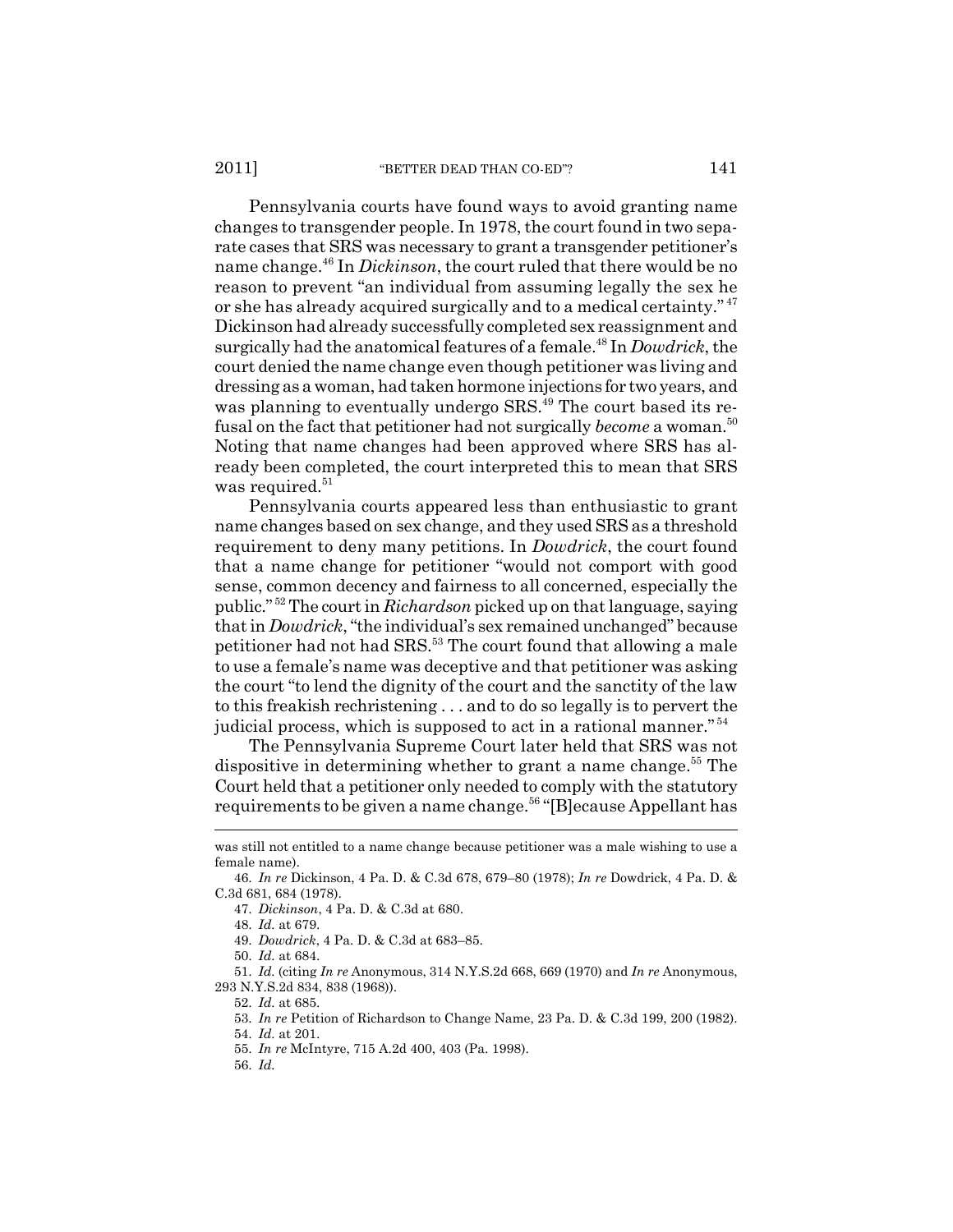Pennsylvania courts have found ways to avoid granting name changes to transgender people. In 1978, the court found in two separate cases that SRS was necessary to grant a transgender petitioner's name change.[46] In *Dickinson*, the court ruled that there would be no reason to prevent "an individual from assuming legally the sex he or she has already acquired surgically and to a medical certainty."[47] Dickinson had already successfully completed sex reassignment and surgically had the anatomical features of a female.[48] In *Dowdrick*, the court denied the name change even though petitioner was living and dressing as a woman, had taken hormone injections for two years, and was planning to eventually undergo SRS.[49] The court based its refusal on the fact that petitioner had not surgically *become* a woman.[50] Noting that name changes had been approved where SRS has already been completed, the court interpreted this to mean that SRS was required.[51]

Pennsylvania courts appeared less than enthusiastic to grant name changes based on sex change, and they used SRS as a threshold requirement to deny many petitions. In *Dowdrick*, the court found that a name change for petitioner "would not comport with good sense, common decency and fairness to all concerned, especially the public."[52] The court in *Richardson* picked up on that language, saying that in *Dowdrick*, "the individual's sex remained unchanged" because petitioner had not had SRS.[53] The court found that allowing a male to use a female's name was deceptive and that petitioner was asking the court "to lend the dignity of the court and the sanctity of the law to this freakish rechristening . . . and to do so legally is to pervert the judicial process, which is supposed to act in a rational manner."[54]

The Pennsylvania Supreme Court later held that SRS was not dispositive in determining whether to grant a name change.[55] The Court held that a petitioner only needed to comply with the statutory requirements to be given a name change.[56] "[B]ecause Appellant has

---

was still not entitled to a name change because petitioner was a male wishing to use a female name).

46. *In re* Dickinson, 4 Pa. D. & C.3d 678, 679–80 (1978); *In re* Dowdrick, 4 Pa. D. & C.3d 681, 684 (1978).

47. *Dickinson*, 4 Pa. D. & C.3d at 680.

48. *Id.* at 679.

49. *Dowdrick*, 4 Pa. D. & C.3d at 683–85.

50. *Id.* at 684.

51. *Id.* (citing *In re* Anonymous, 314 N.Y.S.2d 668, 669 (1970) and *In re* Anonymous, 293 N.Y.S.2d 834, 838 (1968)).

52. *Id.* at 685.

53. *In re* Petition of Richardson to Change Name, 23 Pa. D. & C.3d 199, 200 (1982).

54. *Id.* at 201.

55. *In re* McIntyre, 715 A.2d 400, 403 (Pa. 1998).

56. *Id.*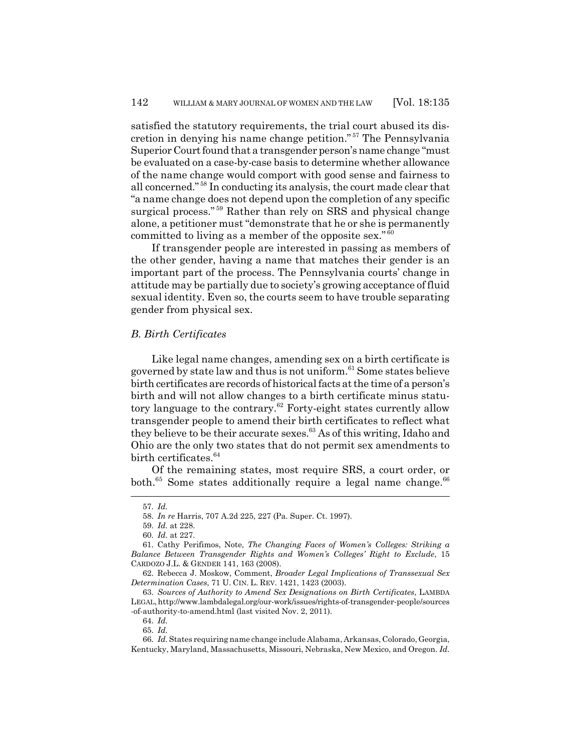satisfied the statutory requirements, the trial court abused its discretion in denying his name change petition."[57] The Pennsylvania Superior Court found that a transgender person's name change "must be evaluated on a case-by-case basis to determine whether allowance of the name change would comport with good sense and fairness to all concerned."[58] In conducting its analysis, the court made clear that "a name change does not depend upon the completion of any specific surgical process."[59] Rather than rely on SRS and physical change alone, a petitioner must "demonstrate that he or she is permanently committed to living as a member of the opposite sex."[60]

If transgender people are interested in passing as members of the other gender, having a name that matches their gender is an important part of the process. The Pennsylvania courts' change in attitude may be partially due to society's growing acceptance of fluid sexual identity. Even so, the courts seem to have trouble separating gender from physical sex.

### *B. Birth Certificates*

Like legal name changes, amending sex on a birth certificate is governed by state law and thus is not uniform.[61] Some states believe birth certificates are records of historical facts at the time of a person's birth and will not allow changes to a birth certificate minus statutory language to the contrary.[62] Forty-eight states currently allow transgender people to amend their birth certificates to reflect what they believe to be their accurate sexes.[63] As of this writing, Idaho and Ohio are the only two states that do not permit sex amendments to birth certificates.[64]

Of the remaining states, most require SRS, a court order, or both.[65] Some states additionally require a legal name change.[66]

---

57. *Id.*

58. *In re* Harris, 707 A.2d 225, 227 (Pa. Super. Ct. 1997).

59. *Id.* at 228.

60. *Id.* at 227.

61. Cathy Perifimos, Note, *The Changing Faces of Women's Colleges: Striking a Balance Between Transgender Rights and Women's Colleges' Right to Exclude*, 15 CARDOZO J.L. & GENDER 141, 163 (2008).

62. Rebecca J. Moskow, Comment, *Broader Legal Implications of Transsexual Sex Determination Cases*, 71 U. CIN. L. REV. 1421, 1423 (2003).

63. *Sources of Authority to Amend Sex Designations on Birth Certificates*, LAMBDA LEGAL, http://www.lambdalegal.org/our-work/issues/rights-of-transgender-people/sources-of-authority-to-amend.html (last visited Nov. 2, 2011).

64. *Id.*

65. *Id.*

66. *Id.* States requiring name change include Alabama, Arkansas, Colorado, Georgia, Kentucky, Maryland, Massachusetts, Missouri, Nebraska, New Mexico, and Oregon. *Id.*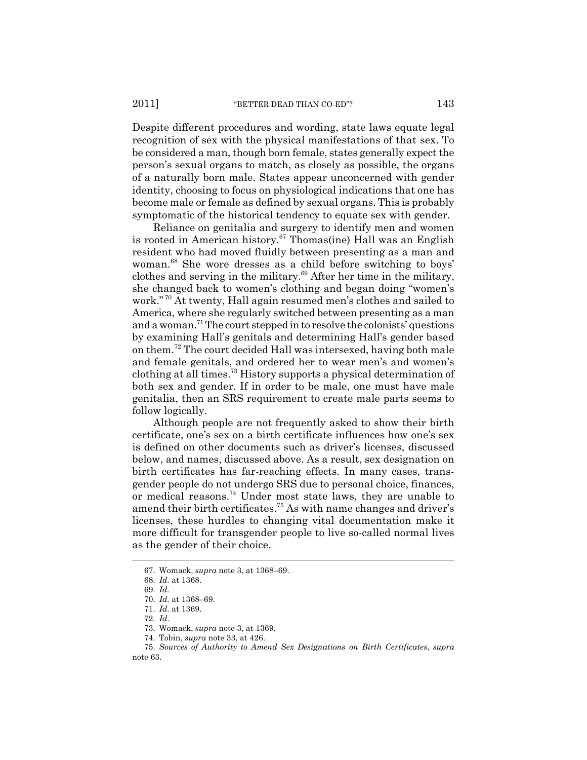Despite different procedures and wording, state laws equate legal recognition of sex with the physical manifestations of that sex. To be considered a man, though born female, states generally expect the person's sexual organs to match, as closely as possible, the organs of a naturally born male. States appear unconcerned with gender identity, choosing to focus on physiological indications that one has become male or female as defined by sexual organs. This is probably symptomatic of the historical tendency to equate sex with gender.

Reliance on genitalia and surgery to identify men and women is rooted in American history.[67] Thomas(ine) Hall was an English resident who had moved fluidly between presenting as a man and woman.[68] She wore dresses as a child before switching to boys' clothes and serving in the military.[69] After her time in the military, she changed back to women's clothing and began doing "women's work."[70] At twenty, Hall again resumed men's clothes and sailed to America, where she regularly switched between presenting as a man and a woman.[71] The court stepped in to resolve the colonists' questions by examining Hall's genitals and determining Hall's gender based on them.[72] The court decided Hall was intersexed, having both male and female genitals, and ordered her to wear men's and women's clothing at all times.[73] History supports a physical determination of both sex and gender. If in order to be male, one must have male genitalia, then an SRS requirement to create male parts seems to follow logically.

Although people are not frequently asked to show their birth certificate, one's sex on a birth certificate influences how one's sex is defined on other documents such as driver's licenses, discussed below, and names, discussed above. As a result, sex designation on birth certificates has far-reaching effects. In many cases, transgender people do not undergo SRS due to personal choice, finances, or medical reasons.[74] Under most state laws, they are unable to amend their birth certificates.[75] As with name changes and driver's licenses, these hurdles to changing vital documentation make it more difficult for transgender people to live so-called normal lives as the gender of their choice.

---

67. Womack, *supra* note 3, at 1368–69.

68. *Id.* at 1368.

69. *Id.*

70. *Id.* at 1368–69.

71. *Id.* at 1369.

72. *Id.*

73. Womack, *supra* note 3, at 1369.

74. Tobin, *supra* note 33, at 426.

75. *Sources of Authority to Amend Sex Designations on Birth Certificates*, *supra* note 63.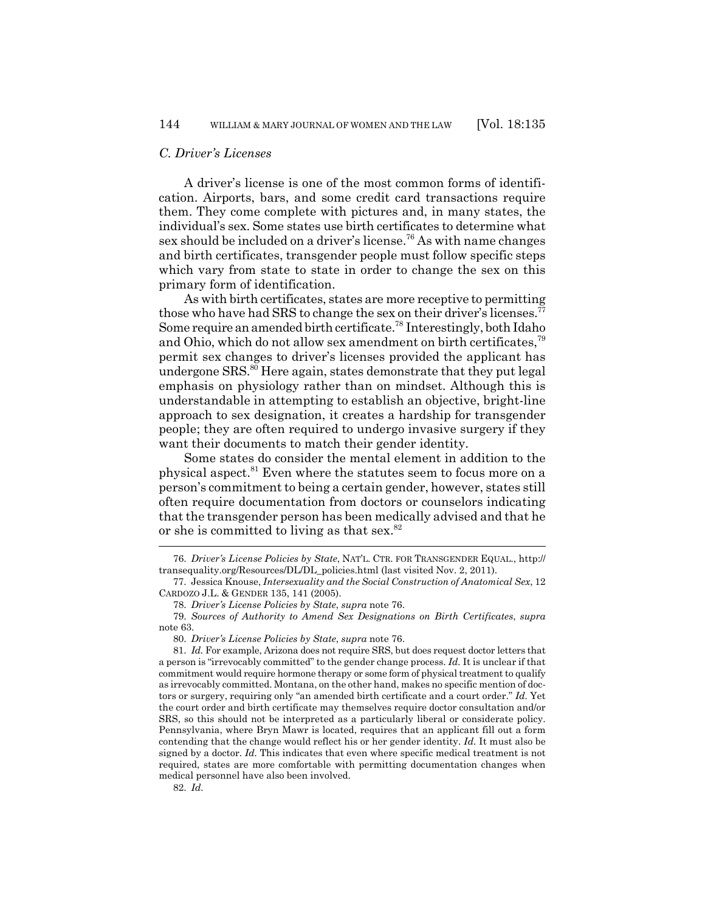### *C. Driver's Licenses*

A driver's license is one of the most common forms of identification. Airports, bars, and some credit card transactions require them. They come complete with pictures and, in many states, the individual's sex. Some states use birth certificates to determine what sex should be included on a driver's license.[76] As with name changes and birth certificates, transgender people must follow specific steps which vary from state to state in order to change the sex on this primary form of identification.

As with birth certificates, states are more receptive to permitting those who have had SRS to change the sex on their driver's licenses.[77] Some require an amended birth certificate.[78] Interestingly, both Idaho and Ohio, which do not allow sex amendment on birth certificates,[79] permit sex changes to driver's licenses provided the applicant has undergone SRS.[80] Here again, states demonstrate that they put legal emphasis on physiology rather than on mindset. Although this is understandable in attempting to establish an objective, bright-line approach to sex designation, it creates a hardship for transgender people; they are often required to undergo invasive surgery if they want their documents to match their gender identity.

Some states do consider the mental element in addition to the physical aspect.[81] Even where the statutes seem to focus more on a person's commitment to being a certain gender, however, states still often require documentation from doctors or counselors indicating that the transgender person has been medically advised and that he or she is committed to living as that sex.[82]

---

76. *Driver's License Policies by State*, NAT'L. CTR. FOR TRANSGENDER EQUAL., http://transequality.org/Resources/DL/DL_policies.html (last visited Nov. 2, 2011).

77. Jessica Knouse, *Intersexuality and the Social Construction of Anatomical Sex*, 12 CARDOZO J.L. & GENDER 135, 141 (2005).

78. *Driver's License Policies by State*, *supra* note 76.

79. *Sources of Authority to Amend Sex Designations on Birth Certificates*, *supra* note 63.

80. *Driver's License Policies by State*, *supra* note 76.

81. *Id.* For example, Arizona does not require SRS, but does request doctor letters that a person is "irrevocably committed" to the gender change process. *Id.* It is unclear if that commitment would require hormone therapy or some form of physical treatment to qualify as irrevocably committed. Montana, on the other hand, makes no specific mention of doctors or surgery, requiring only "an amended birth certificate and a court order." *Id.* Yet the court order and birth certificate may themselves require doctor consultation and/or SRS, so this should not be interpreted as a particularly liberal or considerate policy. Pennsylvania, where Bryn Mawr is located, requires that an applicant fill out a form contending that the change would reflect his or her gender identity. *Id.* It must also be signed by a doctor. *Id.* This indicates that even where specific medical treatment is not required, states are more comfortable with permitting documentation changes when medical personnel have also been involved.

82. *Id.*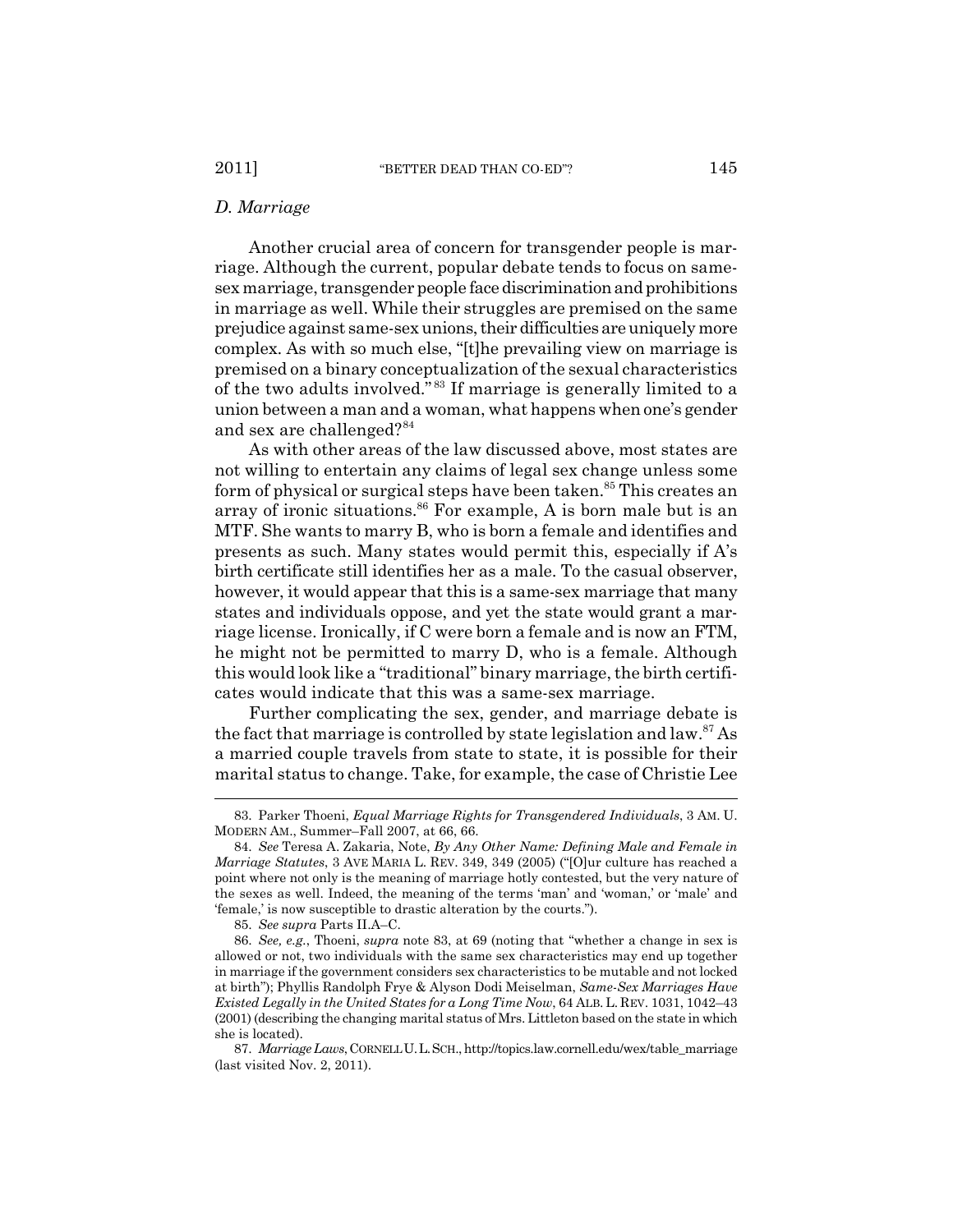### *D. Marriage*

Another crucial area of concern for transgender people is marriage. Although the current, popular debate tends to focus on same-sex marriage, transgender people face discrimination and prohibitions in marriage as well. While their struggles are premised on the same prejudice against same-sex unions, their difficulties are uniquely more complex. As with so much else, "[t]he prevailing view on marriage is premised on a binary conceptualization of the sexual characteristics of the two adults involved."[83] If marriage is generally limited to a union between a man and a woman, what happens when one's gender and sex are challenged?[84]

As with other areas of the law discussed above, most states are not willing to entertain any claims of legal sex change unless some form of physical or surgical steps have been taken.[85] This creates an array of ironic situations.[86] For example, A is born male but is an MTF. She wants to marry B, who is born a female and identifies and presents as such. Many states would permit this, especially if A's birth certificate still identifies her as a male. To the casual observer, however, it would appear that this is a same-sex marriage that many states and individuals oppose, and yet the state would grant a marriage license. Ironically, if C were born a female and is now an FTM, he might not be permitted to marry D, who is a female. Although this would look like a "traditional" binary marriage, the birth certificates would indicate that this was a same-sex marriage.

Further complicating the sex, gender, and marriage debate is the fact that marriage is controlled by state legislation and law.[87] As a married couple travels from state to state, it is possible for their marital status to change. Take, for example, the case of Christie Lee

---

83. Parker Thoeni, *Equal Marriage Rights for Transgendered Individuals*, 3 AM. U. MODERN AM., Summer–Fall 2007, at 66, 66.

84. *See* Teresa A. Zakaria, Note, *By Any Other Name: Defining Male and Female in Marriage Statutes*, 3 AVE MARIA L. REV. 349, 349 (2005) ("[O]ur culture has reached a point where not only is the meaning of marriage hotly contested, but the very nature of the sexes as well. Indeed, the meaning of the terms 'man' and 'woman,' or 'male' and 'female,' is now susceptible to drastic alteration by the courts.").

85. *See supra* Parts II.A–C.

86. *See, e.g.*, Thoeni, *supra* note 83, at 69 (noting that "whether a change in sex is allowed or not, two individuals with the same sex characteristics may end up together in marriage if the government considers sex characteristics to be mutable and not locked at birth"); Phyllis Randolph Frye & Alyson Dodi Meiselman, *Same-Sex Marriages Have Existed Legally in the United States for a Long Time Now*, 64 ALB. L. REV. 1031, 1042–43 (2001) (describing the changing marital status of Mrs. Littleton based on the state in which she is located).

87. *Marriage Laws*, CORNELL U. L. SCH., http://topics.law.cornell.edu/wex/table_marriage (last visited Nov. 2, 2011).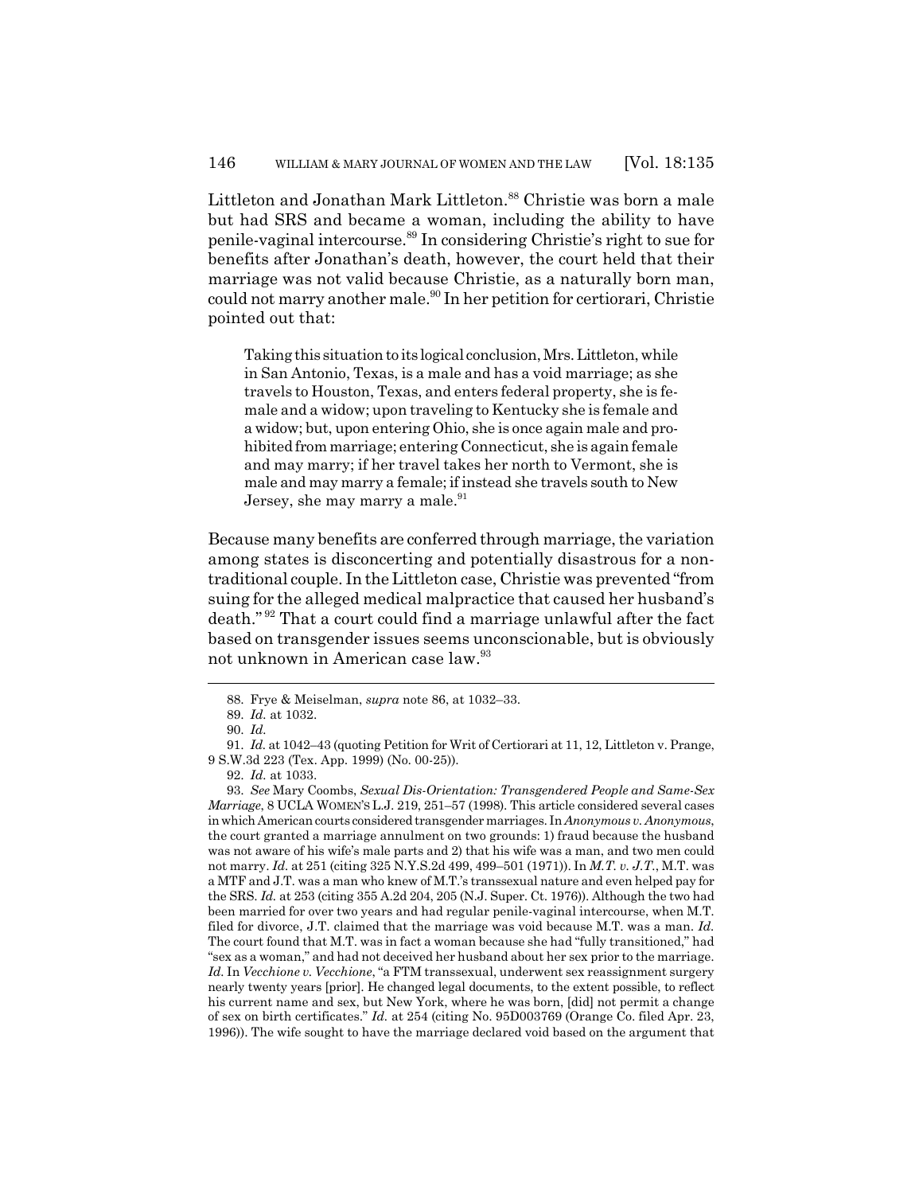Littleton and Jonathan Mark Littleton.[88] Christie was born a male but had SRS and became a woman, including the ability to have penile-vaginal intercourse.[89] In considering Christie's right to sue for benefits after Jonathan's death, however, the court held that their marriage was not valid because Christie, as a naturally born man, could not marry another male.[90] In her petition for certiorari, Christie pointed out that:

> Taking this situation to its logical conclusion, Mrs. Littleton, while in San Antonio, Texas, is a male and has a void marriage; as she travels to Houston, Texas, and enters federal property, she is female and a widow; upon traveling to Kentucky she is female and a widow; but, upon entering Ohio, she is once again male and prohibited from marriage; entering Connecticut, she is again female and may marry; if her travel takes her north to Vermont, she is male and may marry a female; if instead she travels south to New Jersey, she may marry a male.[91]

Because many benefits are conferred through marriage, the variation among states is disconcerting and potentially disastrous for a nontraditional couple. In the Littleton case, Christie was prevented "from suing for the alleged medical malpractice that caused her husband's death."[92] That a court could find a marriage unlawful after the fact based on transgender issues seems unconscionable, but is obviously not unknown in American case law.[93]

---

88. Frye & Meiselman, *supra* note 86, at 1032–33.

89. *Id.* at 1032.

90. *Id.*

91. *Id.* at 1042–43 (quoting Petition for Writ of Certiorari at 11, 12, Littleton v. Prange, 9 S.W.3d 223 (Tex. App. 1999) (No. 00-25)).

92. *Id.* at 1033.

93. *See* Mary Coombs, *Sexual Dis-Orientation: Transgendered People and Same-Sex Marriage*, 8 UCLA WOMEN'S L.J. 219, 251–57 (1998). This article considered several cases in which American courts considered transgender marriages. In *Anonymous v. Anonymous*, the court granted a marriage annulment on two grounds: 1) fraud because the husband was not aware of his wife's male parts and 2) that his wife was a man, and two men could not marry. *Id.* at 251 (citing 325 N.Y.S.2d 499, 499–501 (1971)). In *M.T. v. J.T.*, M.T. was a MTF and J.T. was a man who knew of M.T.'s transsexual nature and even helped pay for the SRS. *Id.* at 253 (citing 355 A.2d 204, 205 (N.J. Super. Ct. 1976)). Although the two had been married for over two years and had regular penile-vaginal intercourse, when M.T. filed for divorce, J.T. claimed that the marriage was void because M.T. was a man. *Id.* The court found that M.T. was in fact a woman because she had "fully transitioned," had "sex as a woman," and had not deceived her husband about her sex prior to the marriage. *Id.* In *Vecchione v. Vecchione*, "a FTM transsexual, underwent sex reassignment surgery nearly twenty years [prior]. He changed legal documents, to the extent possible, to reflect his current name and sex, but New York, where he was born, [did] not permit a change of sex on birth certificates." *Id.* at 254 (citing No. 95D003769 (Orange Co. filed Apr. 23, 1996)). The wife sought to have the marriage declared void based on the argument that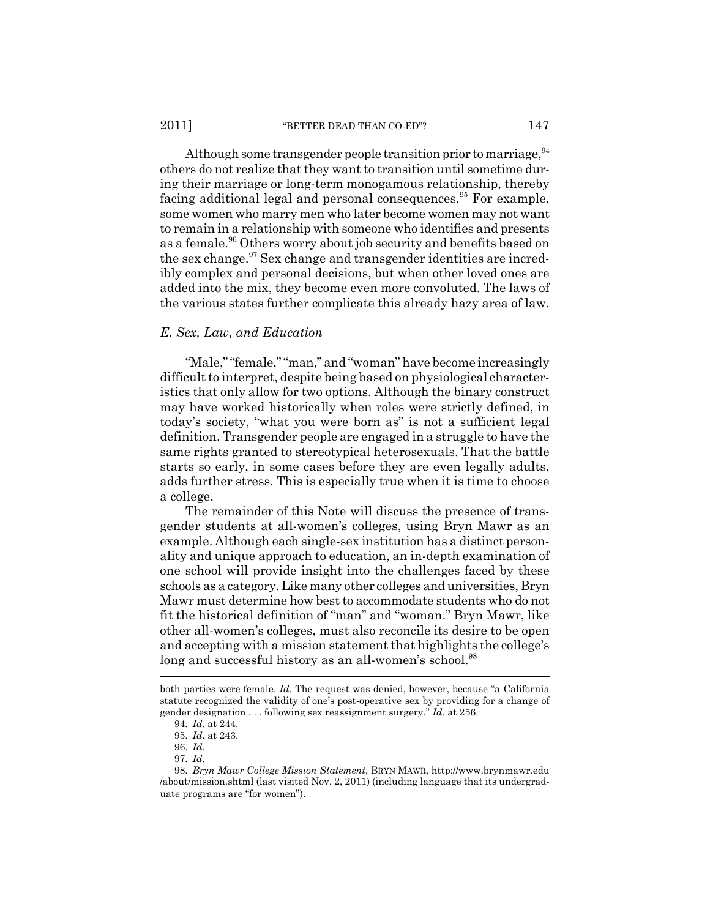Although some transgender people transition prior to marriage,[94] others do not realize that they want to transition until sometime during their marriage or long-term monogamous relationship, thereby facing additional legal and personal consequences.[95] For example, some women who marry men who later become women may not want to remain in a relationship with someone who identifies and presents as a female.[96] Others worry about job security and benefits based on the sex change.[97] Sex change and transgender identities are incredibly complex and personal decisions, but when other loved ones are added into the mix, they become even more convoluted. The laws of the various states further complicate this already hazy area of law.

### *E. Sex, Law, and Education*

"Male," "female," "man," and "woman" have become increasingly difficult to interpret, despite being based on physiological characteristics that only allow for two options. Although the binary construct may have worked historically when roles were strictly defined, in today's society, "what you were born as" is not a sufficient legal definition. Transgender people are engaged in a struggle to have the same rights granted to stereotypical heterosexuals. That the battle starts so early, in some cases before they are even legally adults, adds further stress. This is especially true when it is time to choose a college.

The remainder of this Note will discuss the presence of transgender students at all-women's colleges, using Bryn Mawr as an example. Although each single-sex institution has a distinct personality and unique approach to education, an in-depth examination of one school will provide insight into the challenges faced by these schools as a category. Like many other colleges and universities, Bryn Mawr must determine how best to accommodate students who do not fit the historical definition of "man" and "woman." Bryn Mawr, like other all-women's colleges, must also reconcile its desire to be open and accepting with a mission statement that highlights the college's long and successful history as an all-women's school.[98]

---

both parties were female. *Id.* The request was denied, however, because "a California statute recognized the validity of one's post-operative sex by providing for a change of gender designation . . . following sex reassignment surgery." *Id.* at 256.

94. *Id.* at 244.

95. *Id.* at 243.

96. *Id.*

97. *Id.*

98. *Bryn Mawr College Mission Statement*, BRYN MAWR, http://www.brynmawr.edu/about/mission.shtml (last visited Nov. 2, 2011) (including language that its undergraduate programs are "for women").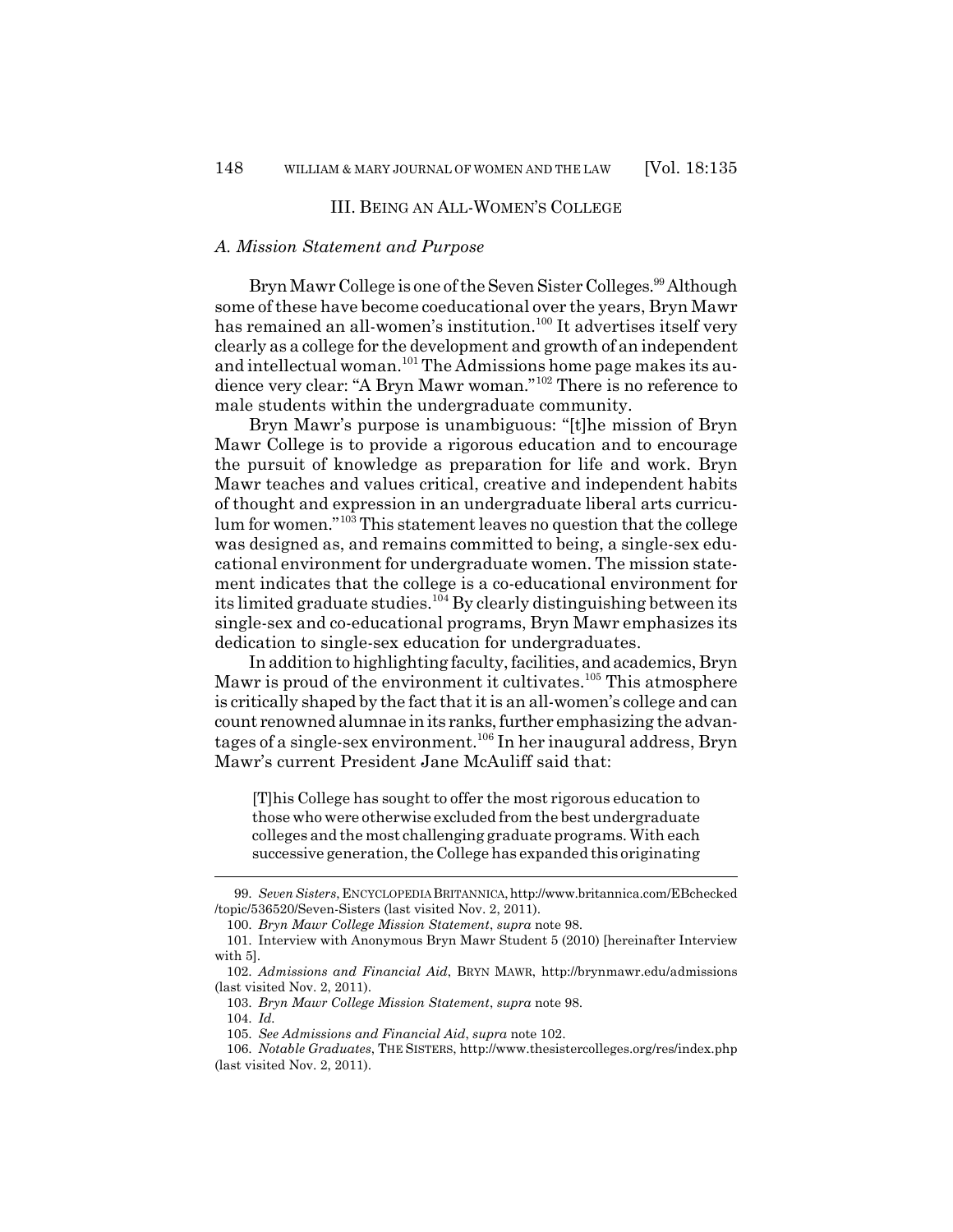## III. Being an All-Women's College

### *A. Mission Statement and Purpose*

Bryn Mawr College is one of the Seven Sister Colleges.[99] Although some of these have become coeducational over the years, Bryn Mawr has remained an all-women's institution.[100] It advertises itself very clearly as a college for the development and growth of an independent and intellectual woman.[101] The Admissions home page makes its audience very clear: "A Bryn Mawr woman."[102] There is no reference to male students within the undergraduate community.

Bryn Mawr's purpose is unambiguous: "[t]he mission of Bryn Mawr College is to provide a rigorous education and to encourage the pursuit of knowledge as preparation for life and work. Bryn Mawr teaches and values critical, creative and independent habits of thought and expression in an undergraduate liberal arts curriculum for women."[103] This statement leaves no question that the college was designed as, and remains committed to being, a single-sex educational environment for undergraduate women. The mission statement indicates that the college is a co-educational environment for its limited graduate studies.[104] By clearly distinguishing between its single-sex and co-educational programs, Bryn Mawr emphasizes its dedication to single-sex education for undergraduates.

In addition to highlighting faculty, facilities, and academics, Bryn Mawr is proud of the environment it cultivates.[105] This atmosphere is critically shaped by the fact that it is an all-women's college and can count renowned alumnae in its ranks, further emphasizing the advantages of a single-sex environment.[106] In her inaugural address, Bryn Mawr's current President Jane McAuliff said that:

> [T]his College has sought to offer the most rigorous education to those who were otherwise excluded from the best undergraduate colleges and the most challenging graduate programs. With each successive generation, the College has expanded this originating

---

99. *Seven Sisters*, ENCYCLOPEDIA BRITANNICA, http://www.britannica.com/EBchecked/topic/536520/Seven-Sisters (last visited Nov. 2, 2011).

100. *Bryn Mawr College Mission Statement*, *supra* note 98.

101. Interview with Anonymous Bryn Mawr Student 5 (2010) [hereinafter Interview with 5].

102. *Admissions and Financial Aid*, BRYN MAWR, http://brynmawr.edu/admissions (last visited Nov. 2, 2011).

103. *Bryn Mawr College Mission Statement*, *supra* note 98.

104. *Id.*

105. *See Admissions and Financial Aid*, *supra* note 102.

106. *Notable Graduates*, THE SISTERS, http://www.thesistercolleges.org/res/index.php (last visited Nov. 2, 2011).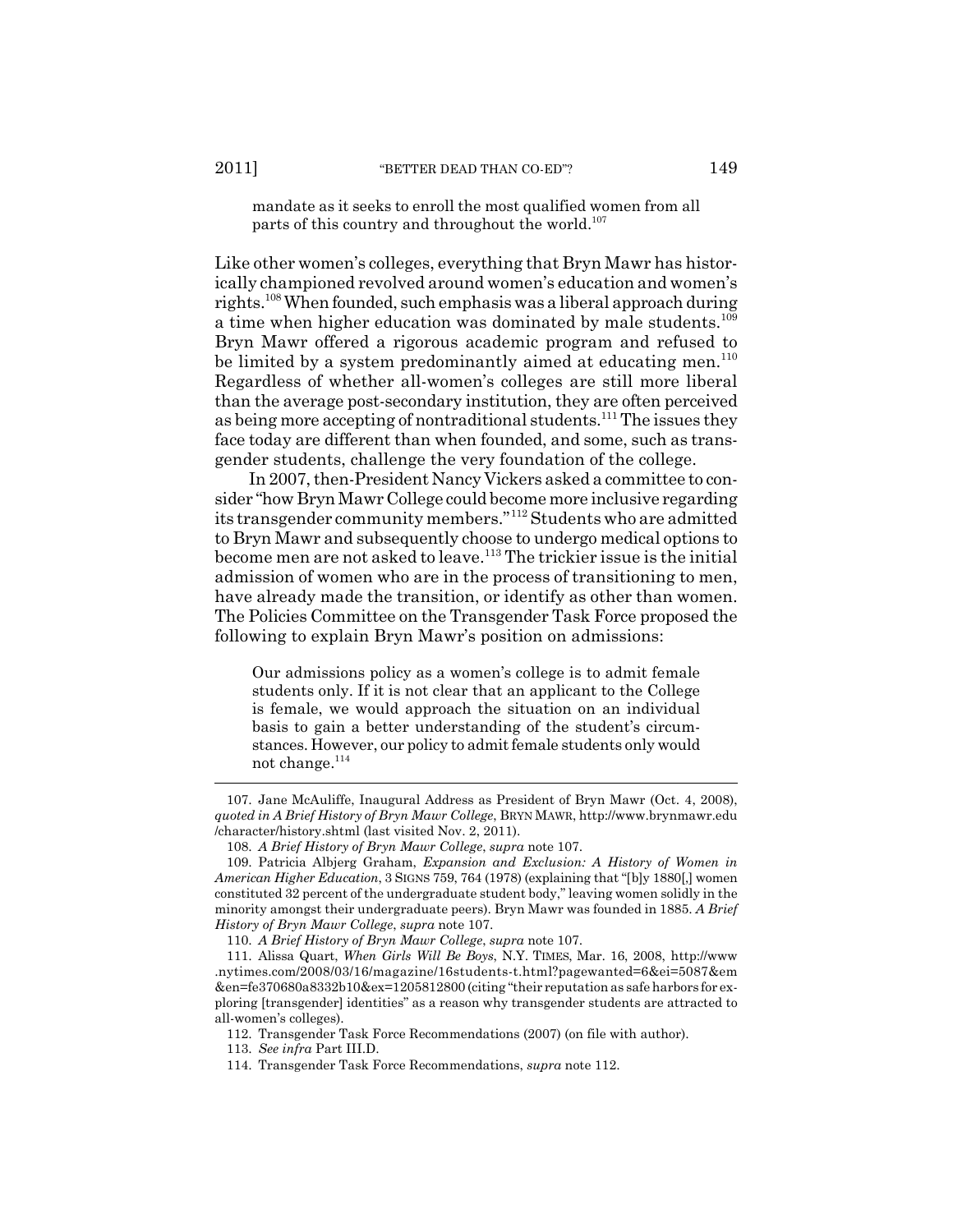> mandate as it seeks to enroll the most qualified women from all parts of this country and throughout the world.[107]

Like other women's colleges, everything that Bryn Mawr has historically championed revolved around women's education and women's rights.[108] When founded, such emphasis was a liberal approach during a time when higher education was dominated by male students.[109] Bryn Mawr offered a rigorous academic program and refused to be limited by a system predominantly aimed at educating men.[110] Regardless of whether all-women's colleges are still more liberal than the average post-secondary institution, they are often perceived as being more accepting of nontraditional students.[111] The issues they face today are different than when founded, and some, such as transgender students, challenge the very foundation of the college.

In 2007, then-President Nancy Vickers asked a committee to consider "how Bryn Mawr College could become more inclusive regarding its transgender community members."[112] Students who are admitted to Bryn Mawr and subsequently choose to undergo medical options to become men are not asked to leave.[113] The trickier issue is the initial admission of women who are in the process of transitioning to men, have already made the transition, or identify as other than women. The Policies Committee on the Transgender Task Force proposed the following to explain Bryn Mawr's position on admissions:

> Our admissions policy as a women's college is to admit female students only. If it is not clear that an applicant to the College is female, we would approach the situation on an individual basis to gain a better understanding of the student's circumstances. However, our policy to admit female students only would not change.[114]

---

107. Jane McAuliffe, Inaugural Address as President of Bryn Mawr (Oct. 4, 2008), *quoted in A Brief History of Bryn Mawr College*, BRYN MAWR, http://www.brynmawr.edu/character/history.shtml (last visited Nov. 2, 2011).

108. *A Brief History of Bryn Mawr College*, *supra* note 107.

109. Patricia Albjerg Graham, *Expansion and Exclusion: A History of Women in American Higher Education*, 3 SIGNS 759, 764 (1978) (explaining that "[b]y 1880[,] women constituted 32 percent of the undergraduate student body," leaving women solidly in the minority amongst their undergraduate peers). Bryn Mawr was founded in 1885. *A Brief History of Bryn Mawr College*, *supra* note 107.

110. *A Brief History of Bryn Mawr College*, *supra* note 107.

111. Alissa Quart, *When Girls Will Be Boys*, N.Y. TIMES, Mar. 16, 2008, http://www.nytimes.com/2008/03/16/magazine/16students-t.html?pagewanted=6&ei=5087&em&en=fe370680a8332b10&ex=1205812800 (citing "their reputation as safe harbors for exploring [transgender] identities" as a reason why transgender students are attracted to all-women's colleges).

112. Transgender Task Force Recommendations (2007) (on file with author).

113. *See infra* Part III.D.

114. Transgender Task Force Recommendations, *supra* note 112.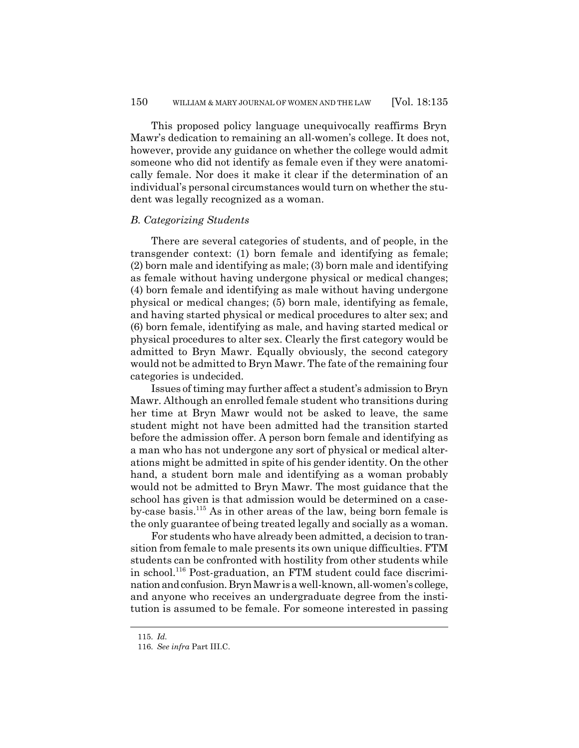This proposed policy language unequivocally reaffirms Bryn Mawr's dedication to remaining an all-women's college. It does not, however, provide any guidance on whether the college would admit someone who did not identify as female even if they were anatomically female. Nor does it make it clear if the determination of an individual's personal circumstances would turn on whether the student was legally recognized as a woman.

### *B. Categorizing Students*

There are several categories of students, and of people, in the transgender context: (1) born female and identifying as female; (2) born male and identifying as male; (3) born male and identifying as female without having undergone physical or medical changes; (4) born female and identifying as male without having undergone physical or medical changes; (5) born male, identifying as female, and having started physical or medical procedures to alter sex; and (6) born female, identifying as male, and having started medical or physical procedures to alter sex. Clearly the first category would be admitted to Bryn Mawr. Equally obviously, the second category would not be admitted to Bryn Mawr. The fate of the remaining four categories is undecided.

Issues of timing may further affect a student's admission to Bryn Mawr. Although an enrolled female student who transitions during her time at Bryn Mawr would not be asked to leave, the same student might not have been admitted had the transition started before the admission offer. A person born female and identifying as a man who has not undergone any sort of physical or medical alterations might be admitted in spite of his gender identity. On the other hand, a student born male and identifying as a woman probably would not be admitted to Bryn Mawr. The most guidance that the school has given is that admission would be determined on a case-by-case basis.[115] As in other areas of the law, being born female is the only guarantee of being treated legally and socially as a woman.

For students who have already been admitted, a decision to transition from female to male presents its own unique difficulties. FTM students can be confronted with hostility from other students while in school.[116] Post-graduation, an FTM student could face discrimination and confusion. Bryn Mawr is a well-known, all-women's college, and anyone who receives an undergraduate degree from the institution is assumed to be female. For someone interested in passing

---

115. *Id.*

116. *See infra* Part III.C.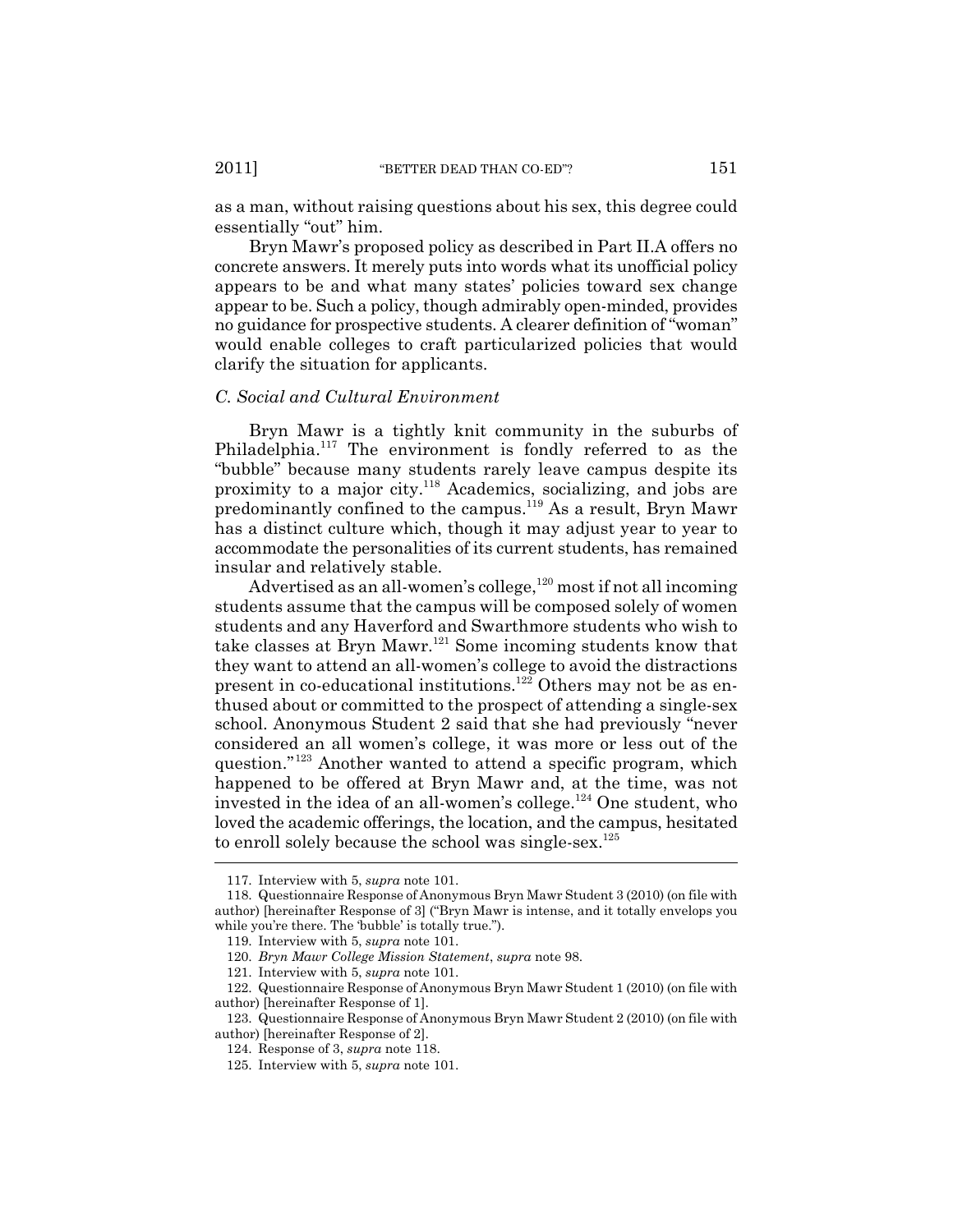as a man, without raising questions about his sex, this degree could essentially "out" him.

Bryn Mawr's proposed policy as described in Part II.A offers no concrete answers. It merely puts into words what its unofficial policy appears to be and what many states' policies toward sex change appear to be. Such a policy, though admirably open-minded, provides no guidance for prospective students. A clearer definition of "woman" would enable colleges to craft particularized policies that would clarify the situation for applicants.

### *C. Social and Cultural Environment*

Bryn Mawr is a tightly knit community in the suburbs of Philadelphia.[117] The environment is fondly referred to as the "bubble" because many students rarely leave campus despite its proximity to a major city.[118] Academics, socializing, and jobs are predominantly confined to the campus.[119] As a result, Bryn Mawr has a distinct culture which, though it may adjust year to year to accommodate the personalities of its current students, has remained insular and relatively stable.

Advertised as an all-women's college,[120] most if not all incoming students assume that the campus will be composed solely of women students and any Haverford and Swarthmore students who wish to take classes at Bryn Mawr.[121] Some incoming students know that they want to attend an all-women's college to avoid the distractions present in co-educational institutions.[122] Others may not be as enthused about or committed to the prospect of attending a single-sex school. Anonymous Student 2 said that she had previously "never considered an all women's college, it was more or less out of the question."[123] Another wanted to attend a specific program, which happened to be offered at Bryn Mawr and, at the time, was not invested in the idea of an all-women's college.[124] One student, who loved the academic offerings, the location, and the campus, hesitated to enroll solely because the school was single-sex.[125]

---

117. Interview with 5, *supra* note 101.

118. Questionnaire Response of Anonymous Bryn Mawr Student 3 (2010) (on file with author) [hereinafter Response of 3] ("Bryn Mawr is intense, and it totally envelops you while you're there. The 'bubble' is totally true.").

119. Interview with 5, *supra* note 101.

120. *Bryn Mawr College Mission Statement*, *supra* note 98.

121. Interview with 5, *supra* note 101.

122. Questionnaire Response of Anonymous Bryn Mawr Student 1 (2010) (on file with author) [hereinafter Response of 1].

123. Questionnaire Response of Anonymous Bryn Mawr Student 2 (2010) (on file with author) [hereinafter Response of 2].

124. Response of 3, *supra* note 118.

125. Interview with 5, *supra* note 101.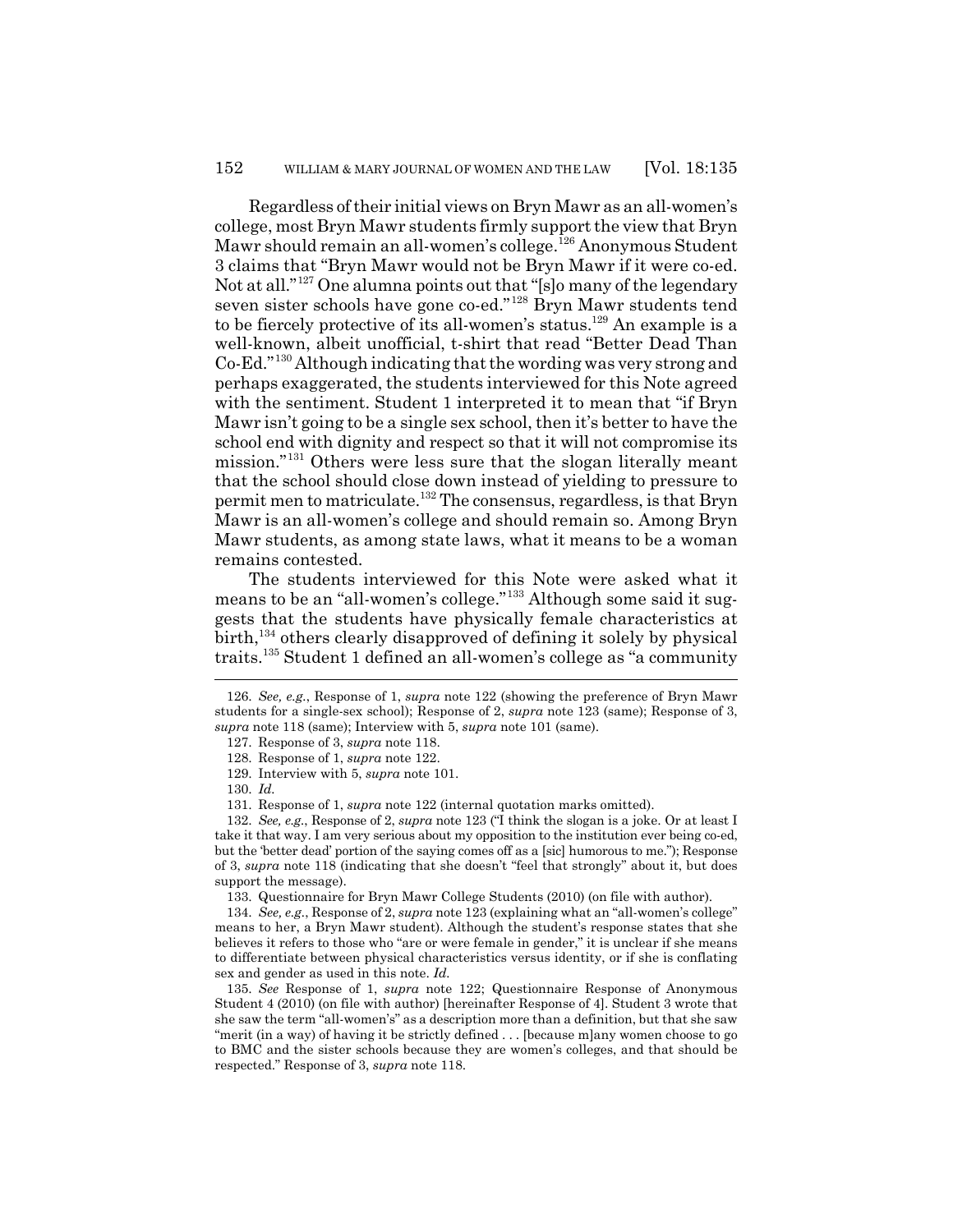Regardless of their initial views on Bryn Mawr as an all-women's college, most Bryn Mawr students firmly support the view that Bryn Mawr should remain an all-women's college.[126] Anonymous Student 3 claims that "Bryn Mawr would not be Bryn Mawr if it were co-ed. Not at all."[127] One alumna points out that "[s]o many of the legendary seven sister schools have gone co-ed."[128] Bryn Mawr students tend to be fiercely protective of its all-women's status.[129] An example is a well-known, albeit unofficial, t-shirt that read "Better Dead Than Co-Ed."[130] Although indicating that the wording was very strong and perhaps exaggerated, the students interviewed for this Note agreed with the sentiment. Student 1 interpreted it to mean that "if Bryn Mawr isn't going to be a single sex school, then it's better to have the school end with dignity and respect so that it will not compromise its mission."[131] Others were less sure that the slogan literally meant that the school should close down instead of yielding to pressure to permit men to matriculate.[132] The consensus, regardless, is that Bryn Mawr is an all-women's college and should remain so. Among Bryn Mawr students, as among state laws, what it means to be a woman remains contested.

The students interviewed for this Note were asked what it means to be an "all-women's college."[133] Although some said it suggests that the students have physically female characteristics at birth,[134] others clearly disapproved of defining it solely by physical traits.[135] Student 1 defined an all-women's college as "a community

---

126. *See, e.g.*, Response of 1, *supra* note 122 (showing the preference of Bryn Mawr students for a single-sex school); Response of 2, *supra* note 123 (same); Response of 3, *supra* note 118 (same); Interview with 5, *supra* note 101 (same).

127. Response of 3, *supra* note 118.

128. Response of 1, *supra* note 122.

129. Interview with 5, *supra* note 101.

130. *Id.*

131. Response of 1, *supra* note 122 (internal quotation marks omitted).

132. *See, e.g.*, Response of 2, *supra* note 123 ("I think the slogan is a joke. Or at least I take it that way. I am very serious about my opposition to the institution ever being co-ed, but the 'better dead' portion of the saying comes off as a [sic] humorous to me."); Response of 3, *supra* note 118 (indicating that she doesn't "feel that strongly" about it, but does support the message).

133. Questionnaire for Bryn Mawr College Students (2010) (on file with author).

134. *See, e.g.*, Response of 2, *supra* note 123 (explaining what an "all-women's college" means to her, a Bryn Mawr student). Although the student's response states that she believes it refers to those who "are or were female in gender," it is unclear if she means to differentiate between physical characteristics versus identity, or if she is conflating sex and gender as used in this note. *Id.*

135. *See* Response of 1, *supra* note 122; Questionnaire Response of Anonymous Student 4 (2010) (on file with author) [hereinafter Response of 4]. Student 3 wrote that she saw the term "all-women's" as a description more than a definition, but that she saw "merit (in a way) of having it be strictly defined . . . [because m]any women choose to go to BMC and the sister schools because they are women's colleges, and that should be respected." Response of 3, *supra* note 118.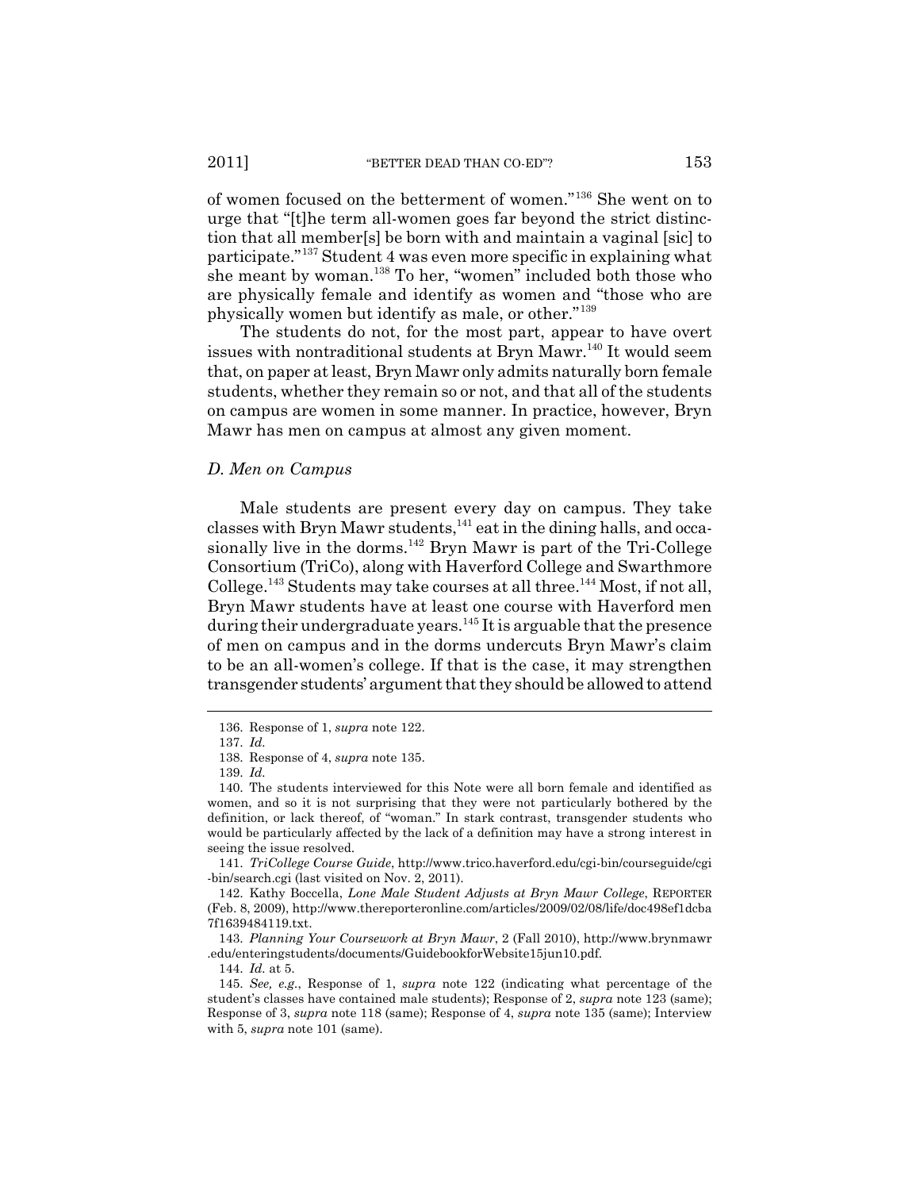of women focused on the betterment of women."[136] She went on to urge that "[t]he term all-women goes far beyond the strict distinction that all member[s] be born with and maintain a vaginal [sic] to participate."[137] Student 4 was even more specific in explaining what she meant by woman.[138] To her, "women" included both those who are physically female and identify as women and "those who are physically women but identify as male, or other."[139]

The students do not, for the most part, appear to have overt issues with nontraditional students at Bryn Mawr.[140] It would seem that, on paper at least, Bryn Mawr only admits naturally born female students, whether they remain so or not, and that all of the students on campus are women in some manner. In practice, however, Bryn Mawr has men on campus at almost any given moment.

### *D. Men on Campus*

Male students are present every day on campus. They take classes with Bryn Mawr students,[141] eat in the dining halls, and occasionally live in the dorms.[142] Bryn Mawr is part of the Tri-College Consortium (TriCo), along with Haverford College and Swarthmore College.[143] Students may take courses at all three.[144] Most, if not all, Bryn Mawr students have at least one course with Haverford men during their undergraduate years.[145] It is arguable that the presence of men on campus and in the dorms undercuts Bryn Mawr's claim to be an all-women's college. If that is the case, it may strengthen transgender students' argument that they should be allowed to attend

---

136. Response of 1, *supra* note 122.

137. *Id.*

138. Response of 4, *supra* note 135.

139. *Id.*

140. The students interviewed for this Note were all born female and identified as women, and so it is not surprising that they were not particularly bothered by the definition, or lack thereof, of "woman." In stark contrast, transgender students who would be particularly affected by the lack of a definition may have a strong interest in seeing the issue resolved.

141. *TriCollege Course Guide*, http://www.trico.haverford.edu/cgi-bin/courseguide/cgi-bin/search.cgi (last visited on Nov. 2, 2011).

142. Kathy Boccella, *Lone Male Student Adjusts at Bryn Mawr College*, REPORTER (Feb. 8, 2009), http://www.thereporteronline.com/articles/2009/02/08/life/doc498ef1dcba7f1639484119.txt.

143. *Planning Your Coursework at Bryn Mawr*, 2 (Fall 2010), http://www.brynmawr.edu/enteringstudents/documents/GuidebookforWebsite15jun10.pdf.

144. *Id.* at 5.

145. *See, e.g.*, Response of 1, *supra* note 122 (indicating what percentage of the student's classes have contained male students); Response of 2, *supra* note 123 (same); Response of 3, *supra* note 118 (same); Response of 4, *supra* note 135 (same); Interview with 5, *supra* note 101 (same).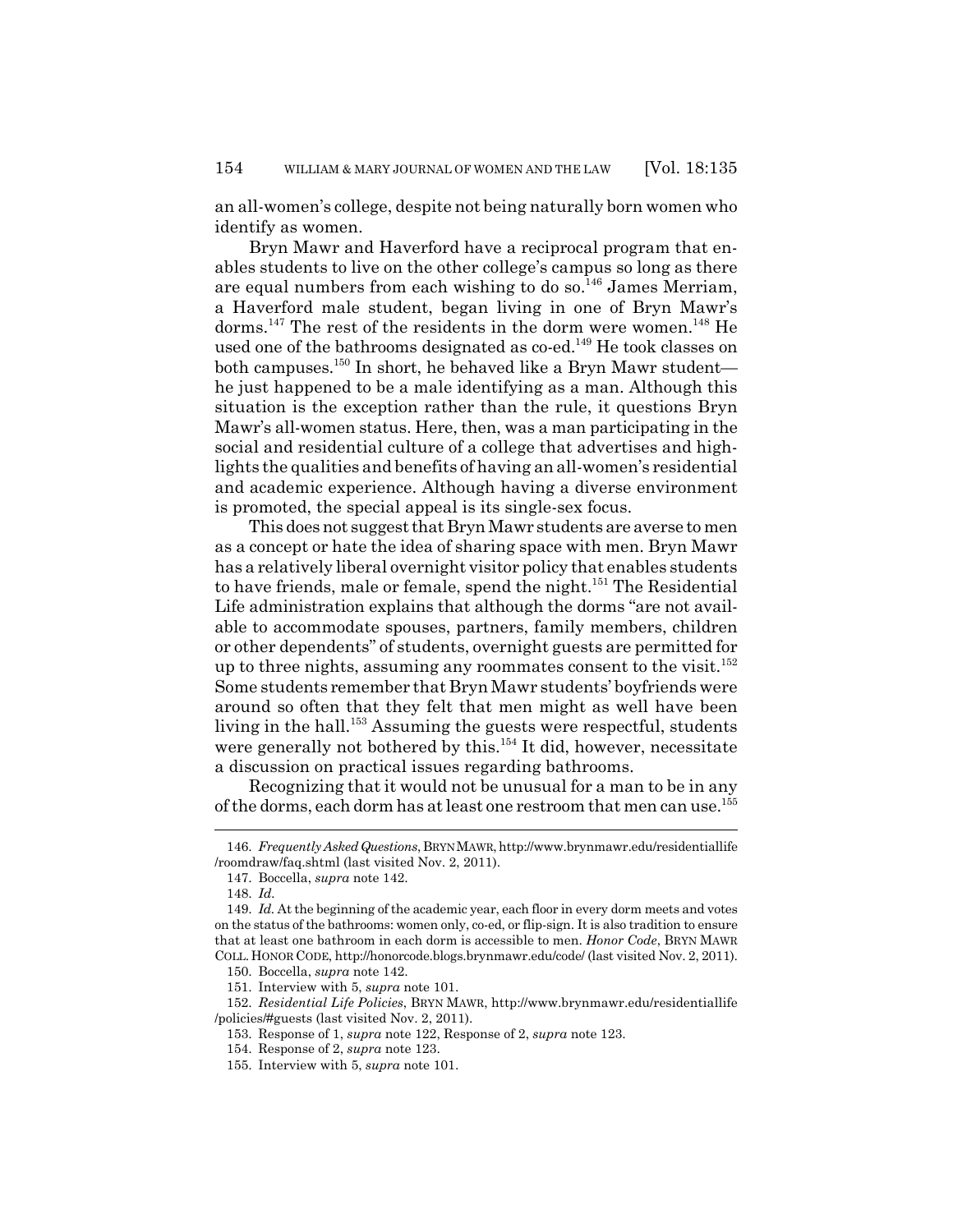an all-women's college, despite not being naturally born women who identify as women.

Bryn Mawr and Haverford have a reciprocal program that enables students to live on the other college's campus so long as there are equal numbers from each wishing to do so.[146] James Merriam, a Haverford male student, began living in one of Bryn Mawr's dorms.[147] The rest of the residents in the dorm were women.[148] He used one of the bathrooms designated as co-ed.[149] He took classes on both campuses.[150] In short, he behaved like a Bryn Mawr student—he just happened to be a male identifying as a man. Although this situation is the exception rather than the rule, it questions Bryn Mawr's all-women status. Here, then, was a man participating in the social and residential culture of a college that advertises and highlights the qualities and benefits of having an all-women's residential and academic experience. Although having a diverse environment is promoted, the special appeal is its single-sex focus.

This does not suggest that Bryn Mawr students are averse to men as a concept or hate the idea of sharing space with men. Bryn Mawr has a relatively liberal overnight visitor policy that enables students to have friends, male or female, spend the night.[151] The Residential Life administration explains that although the dorms "are not available to accommodate spouses, partners, family members, children or other dependents" of students, overnight guests are permitted for up to three nights, assuming any roommates consent to the visit.[152] Some students remember that Bryn Mawr students' boyfriends were around so often that they felt that men might as well have been living in the hall.[153] Assuming the guests were respectful, students were generally not bothered by this.[154] It did, however, necessitate a discussion on practical issues regarding bathrooms.

Recognizing that it would not be unusual for a man to be in any of the dorms, each dorm has at least one restroom that men can use.[155]

---

146. *Frequently Asked Questions*, BRYN MAWR, http://www.brynmawr.edu/residentiallife/roomdraw/faq.shtml (last visited Nov. 2, 2011).

147. Boccella, *supra* note 142.

148. *Id.*

149. *Id.* At the beginning of the academic year, each floor in every dorm meets and votes on the status of the bathrooms: women only, co-ed, or flip-sign. It is also tradition to ensure that at least one bathroom in each dorm is accessible to men. *Honor Code*, BRYN MAWR COLL. HONOR CODE, http://honorcode.blogs.brynmawr.edu/code/ (last visited Nov. 2, 2011).

150. Boccella, *supra* note 142.

151. Interview with 5, *supra* note 101.

152. *Residential Life Policies*, BRYN MAWR, http://www.brynmawr.edu/residentiallife/policies/#guests (last visited Nov. 2, 2011).

153. Response of 1, *supra* note 122, Response of 2, *supra* note 123.

154. Response of 2, *supra* note 123.

155. Interview with 5, *supra* note 101.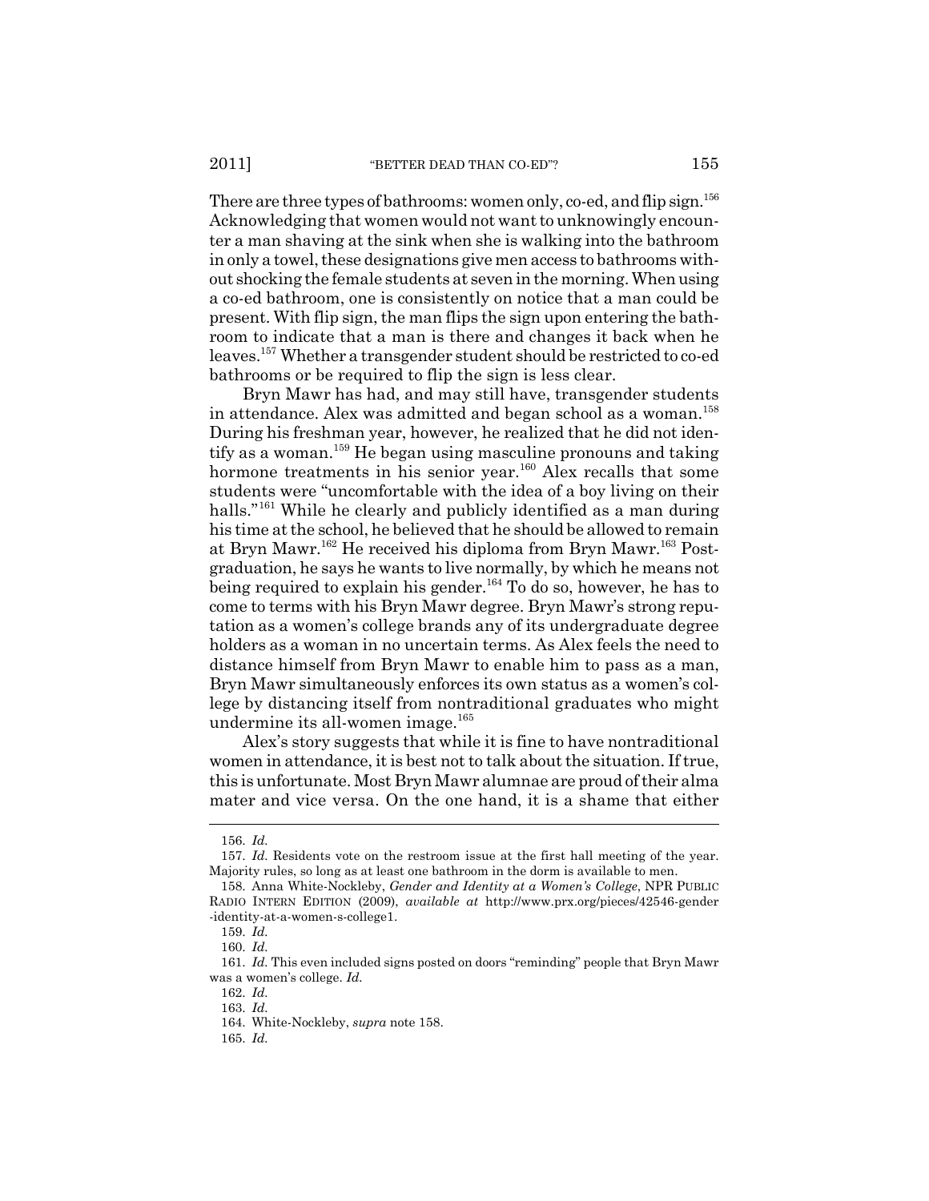There are three types of bathrooms: women only, co-ed, and flip sign.[156] Acknowledging that women would not want to unknowingly encounter a man shaving at the sink when she is walking into the bathroom in only a towel, these designations give men access to bathrooms without shocking the female students at seven in the morning. When using a co-ed bathroom, one is consistently on notice that a man could be present. With flip sign, the man flips the sign upon entering the bathroom to indicate that a man is there and changes it back when he leaves.[157] Whether a transgender student should be restricted to co-ed bathrooms or be required to flip the sign is less clear.

Bryn Mawr has had, and may still have, transgender students in attendance. Alex was admitted and began school as a woman.[158] During his freshman year, however, he realized that he did not identify as a woman.[159] He began using masculine pronouns and taking hormone treatments in his senior year.[160] Alex recalls that some students were "uncomfortable with the idea of a boy living on their halls."[161] While he clearly and publicly identified as a man during his time at the school, he believed that he should be allowed to remain at Bryn Mawr.[162] He received his diploma from Bryn Mawr.[163] Post-graduation, he says he wants to live normally, by which he means not being required to explain his gender.[164] To do so, however, he has to come to terms with his Bryn Mawr degree. Bryn Mawr's strong reputation as a women's college brands any of its undergraduate degree holders as a woman in no uncertain terms. As Alex feels the need to distance himself from Bryn Mawr to enable him to pass as a man, Bryn Mawr simultaneously enforces its own status as a women's college by distancing itself from nontraditional graduates who might undermine its all-women image.[165]

Alex's story suggests that while it is fine to have nontraditional women in attendance, it is best not to talk about the situation. If true, this is unfortunate. Most Bryn Mawr alumnae are proud of their alma mater and vice versa. On the one hand, it is a shame that either

---

156. *Id.*

157. *Id.* Residents vote on the restroom issue at the first hall meeting of the year. Majority rules, so long as at least one bathroom in the dorm is available to men.

158. Anna White-Nockleby, *Gender and Identity at a Women's College*, NPR PUBLIC RADIO INTERN EDITION (2009), *available at* http://www.prx.org/pieces/42546-gender-identity-at-a-women-s-college1.

159. *Id.*

160. *Id.*

161. *Id.* This even included signs posted on doors "reminding" people that Bryn Mawr was a women's college. *Id.*

162. *Id.*

163. *Id.*

164. White-Nockleby, *supra* note 158.

165. *Id.*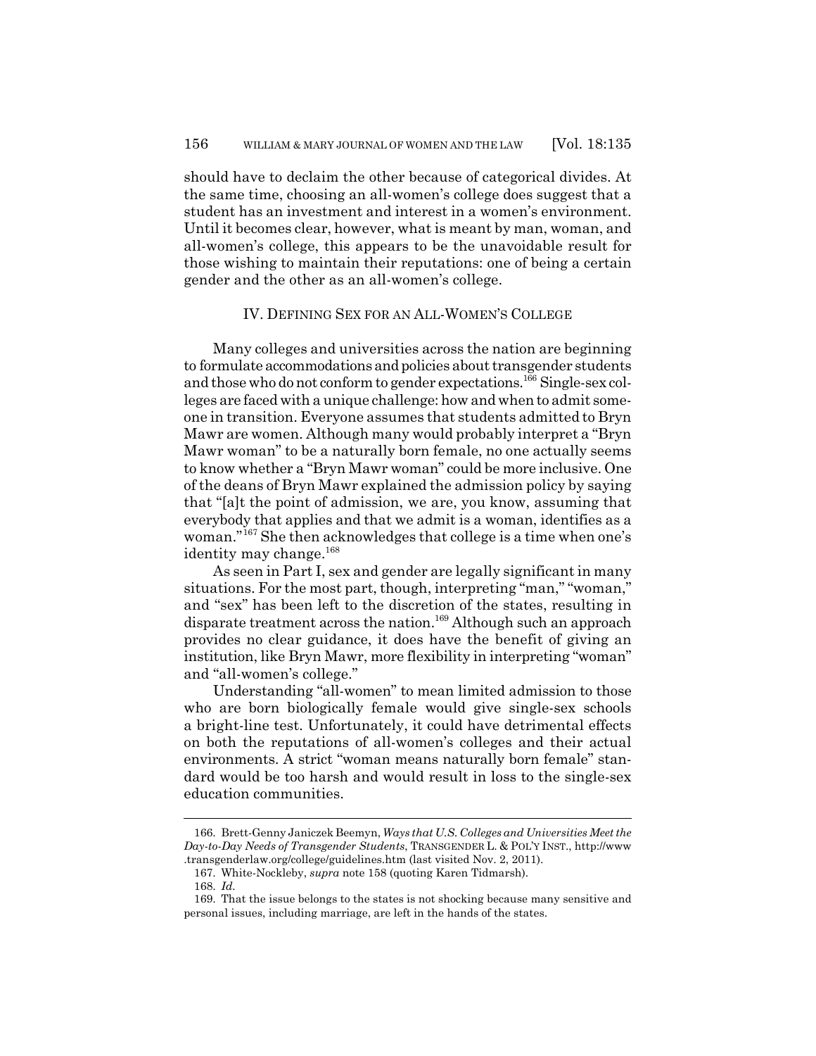should have to declaim the other because of categorical divides. At the same time, choosing an all-women's college does suggest that a student has an investment and interest in a women's environment. Until it becomes clear, however, what is meant by man, woman, and all-women's college, this appears to be the unavoidable result for those wishing to maintain their reputations: one of being a certain gender and the other as an all-women's college.

## IV. Defining Sex for an All-Women's College

Many colleges and universities across the nation are beginning to formulate accommodations and policies about transgender students and those who do not conform to gender expectations.[166] Single-sex colleges are faced with a unique challenge: how and when to admit someone in transition. Everyone assumes that students admitted to Bryn Mawr are women. Although many would probably interpret a "Bryn Mawr woman" to be a naturally born female, no one actually seems to know whether a "Bryn Mawr woman" could be more inclusive. One of the deans of Bryn Mawr explained the admission policy by saying that "[a]t the point of admission, we are, you know, assuming that everybody that applies and that we admit is a woman, identifies as a woman."[167] She then acknowledges that college is a time when one's identity may change.[168]

As seen in Part I, sex and gender are legally significant in many situations. For the most part, though, interpreting "man," "woman," and "sex" has been left to the discretion of the states, resulting in disparate treatment across the nation.[169] Although such an approach provides no clear guidance, it does have the benefit of giving an institution, like Bryn Mawr, more flexibility in interpreting "woman" and "all-women's college."

Understanding "all-women" to mean limited admission to those who are born biologically female would give single-sex schools a bright-line test. Unfortunately, it could have detrimental effects on both the reputations of all-women's colleges and their actual environments. A strict "woman means naturally born female" standard would be too harsh and would result in loss to the single-sex education communities.

---

166. Brett-Genny Janiczek Beemyn, *Ways that U.S. Colleges and Universities Meet the Day-to-Day Needs of Transgender Students*, TRANSGENDER L. & POL'Y INST., http://www.transgenderlaw.org/college/guidelines.htm (last visited Nov. 2, 2011).

167. White-Nockleby, *supra* note 158 (quoting Karen Tidmarsh).

168. *Id.*

169. That the issue belongs to the states is not shocking because many sensitive and personal issues, including marriage, are left in the hands of the states.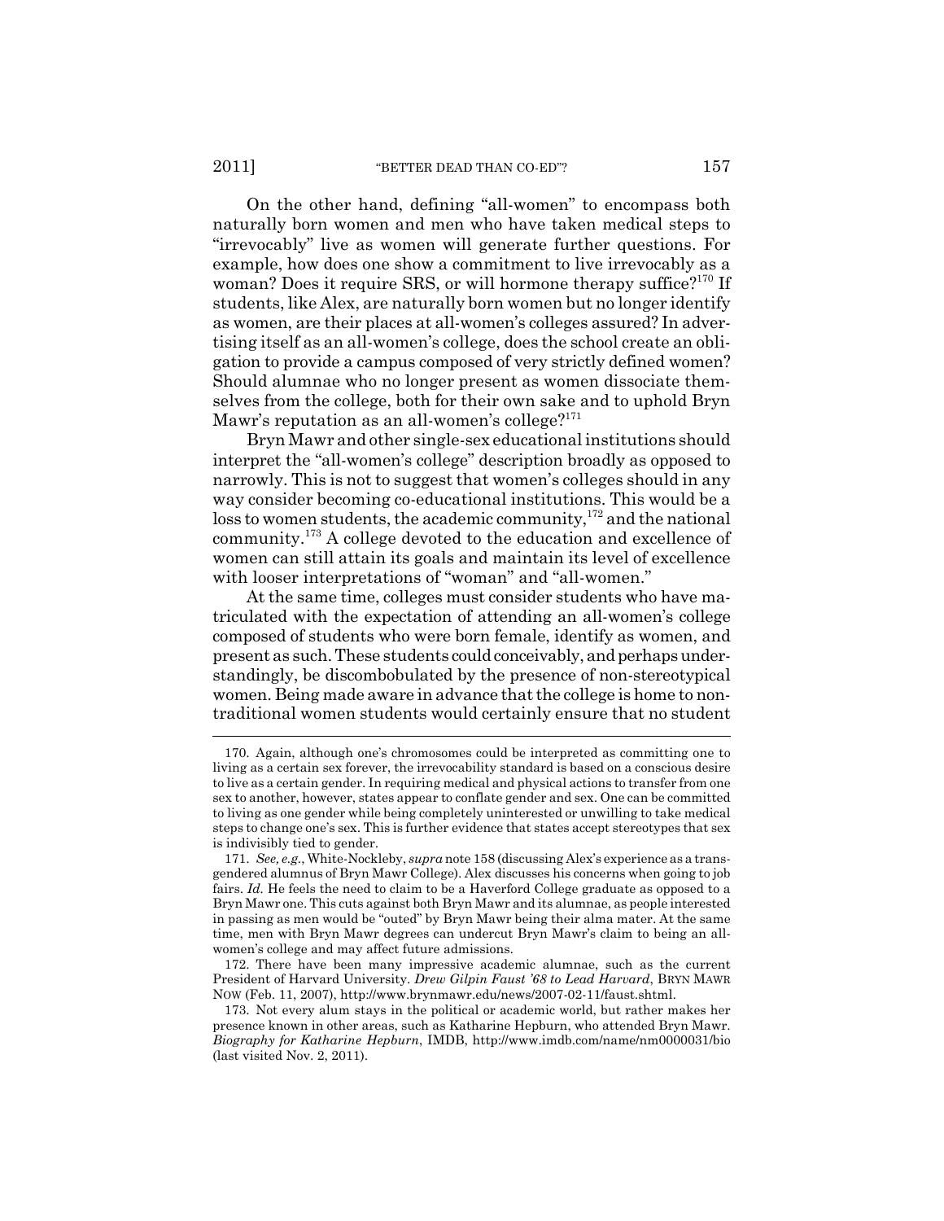On the other hand, defining "all-women" to encompass both naturally born women and men who have taken medical steps to "irrevocably" live as women will generate further questions. For example, how does one show a commitment to live irrevocably as a woman? Does it require SRS, or will hormone therapy suffice?[170] If students, like Alex, are naturally born women but no longer identify as women, are their places at all-women's colleges assured? In advertising itself as an all-women's college, does the school create an obligation to provide a campus composed of very strictly defined women? Should alumnae who no longer present as women dissociate themselves from the college, both for their own sake and to uphold Bryn Mawr's reputation as an all-women's college?[171]

Bryn Mawr and other single-sex educational institutions should interpret the "all-women's college" description broadly as opposed to narrowly. This is not to suggest that women's colleges should in any way consider becoming co-educational institutions. This would be a loss to women students, the academic community,[172] and the national community.[173] A college devoted to the education and excellence of women can still attain its goals and maintain its level of excellence with looser interpretations of "woman" and "all-women."

At the same time, colleges must consider students who have matriculated with the expectation of attending an all-women's college composed of students who were born female, identify as women, and present as such. These students could conceivably, and perhaps understandingly, be discombobulated by the presence of non-stereotypical women. Being made aware in advance that the college is home to non-traditional women students would certainly ensure that no student

---

170. Again, although one's chromosomes could be interpreted as committing one to living as a certain sex forever, the irrevocability standard is based on a conscious desire to live as a certain gender. In requiring medical and physical actions to transfer from one sex to another, however, states appear to conflate gender and sex. One can be committed to living as one gender while being completely uninterested or unwilling to take medical steps to change one's sex. This is further evidence that states accept stereotypes that sex is indivisibly tied to gender.

171. *See, e.g.*, White-Nockleby, *supra* note 158 (discussing Alex's experience as a transgendered alumnus of Bryn Mawr College). Alex discusses his concerns when going to job fairs. *Id.* He feels the need to claim to be a Haverford College graduate as opposed to a Bryn Mawr one. This cuts against both Bryn Mawr and its alumnae, as people interested in passing as men would be "outed" by Bryn Mawr being their alma mater. At the same time, men with Bryn Mawr degrees can undercut Bryn Mawr's claim to being an all-women's college and may affect future admissions.

172. There have been many impressive academic alumnae, such as the current President of Harvard University. *Drew Gilpin Faust '68 to Lead Harvard*, BRYN MAWR NOW (Feb. 11, 2007), http://www.brynmawr.edu/news/2007-02-11/faust.shtml.

173. Not every alum stays in the political or academic world, but rather makes her presence known in other areas, such as Katharine Hepburn, who attended Bryn Mawr. *Biography for Katharine Hepburn*, IMDB, http://www.imdb.com/name/nm0000031/bio (last visited Nov. 2, 2011).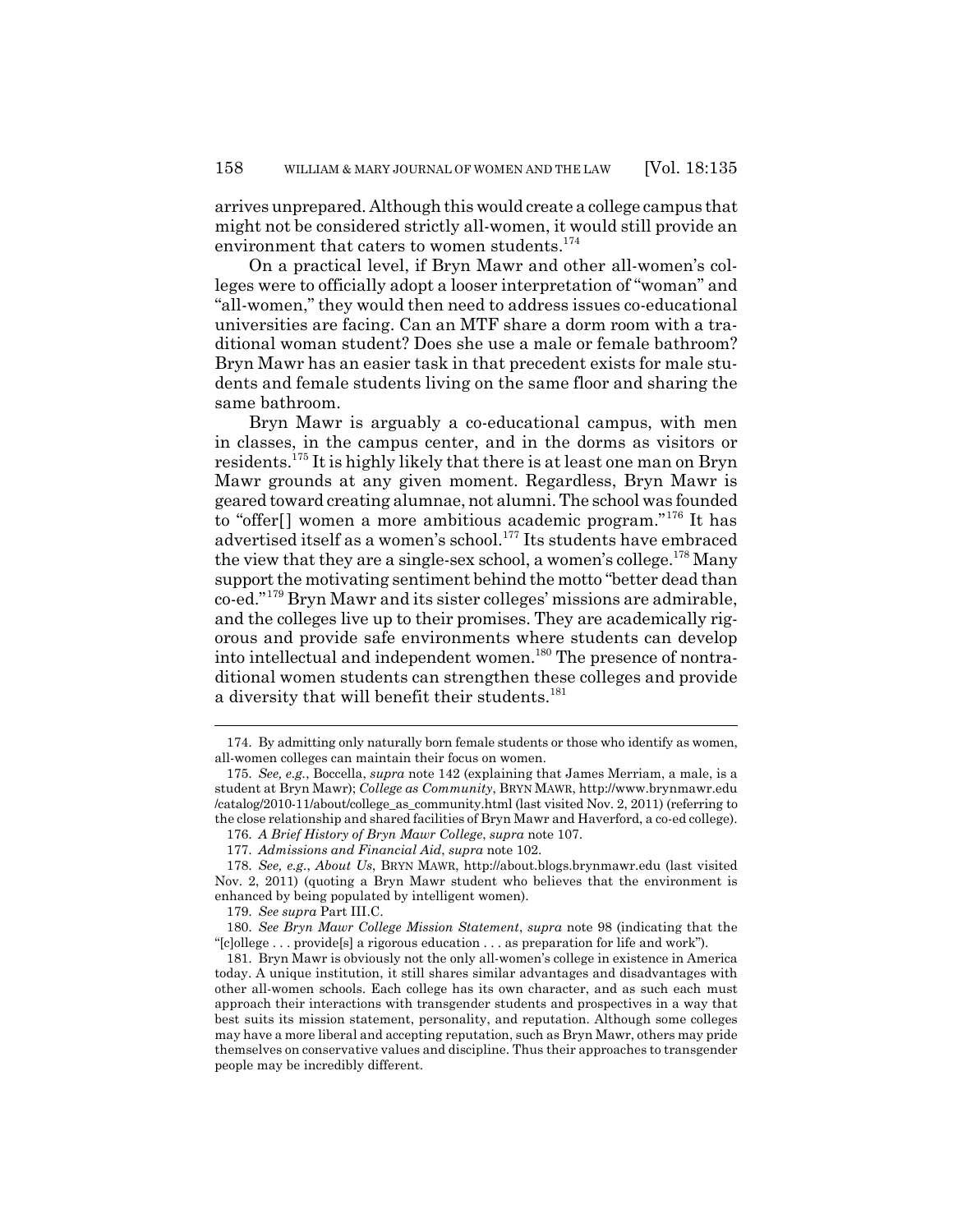arrives unprepared. Although this would create a college campus that might not be considered strictly all-women, it would still provide an environment that caters to women students.[174]

On a practical level, if Bryn Mawr and other all-women's colleges were to officially adopt a looser interpretation of "woman" and "all-women," they would then need to address issues co-educational universities are facing. Can an MTF share a dorm room with a traditional woman student? Does she use a male or female bathroom? Bryn Mawr has an easier task in that precedent exists for male students and female students living on the same floor and sharing the same bathroom.

Bryn Mawr is arguably a co-educational campus, with men in classes, in the campus center, and in the dorms as visitors or residents.[175] It is highly likely that there is at least one man on Bryn Mawr grounds at any given moment. Regardless, Bryn Mawr is geared toward creating alumnae, not alumni. The school was founded to "offer[] women a more ambitious academic program."[176] It has advertised itself as a women's school.[177] Its students have embraced the view that they are a single-sex school, a women's college.[178] Many support the motivating sentiment behind the motto "better dead than co-ed."[179] Bryn Mawr and its sister colleges' missions are admirable, and the colleges live up to their promises. They are academically rigorous and provide safe environments where students can develop into intellectual and independent women.[180] The presence of nontraditional women students can strengthen these colleges and provide a diversity that will benefit their students.[181]

---

174. By admitting only naturally born female students or those who identify as women, all-women colleges can maintain their focus on women.

175. *See, e.g.*, Boccella, *supra* note 142 (explaining that James Merriam, a male, is a student at Bryn Mawr); *College as Community*, BRYN MAWR, http://www.brynmawr.edu/catalog/2010-11/about/college_as_community.html (last visited Nov. 2, 2011) (referring to the close relationship and shared facilities of Bryn Mawr and Haverford, a co-ed college).

176. *A Brief History of Bryn Mawr College*, *supra* note 107.

177. *Admissions and Financial Aid*, *supra* note 102.

178. *See, e.g.*, *About Us*, BRYN MAWR, http://about.blogs.brynmawr.edu (last visited Nov. 2, 2011) (quoting a Bryn Mawr student who believes that the environment is enhanced by being populated by intelligent women).

179. *See supra* Part III.C.

180. *See Bryn Mawr College Mission Statement*, *supra* note 98 (indicating that the "[c]ollege . . . provide[s] a rigorous education . . . as preparation for life and work").

181. Bryn Mawr is obviously not the only all-women's college in existence in America today. A unique institution, it still shares similar advantages and disadvantages with other all-women schools. Each college has its own character, and as such each must approach their interactions with transgender students and prospectives in a way that best suits its mission statement, personality, and reputation. Although some colleges may have a more liberal and accepting reputation, such as Bryn Mawr, others may pride themselves on conservative values and discipline. Thus their approaches to transgender people may be incredibly different.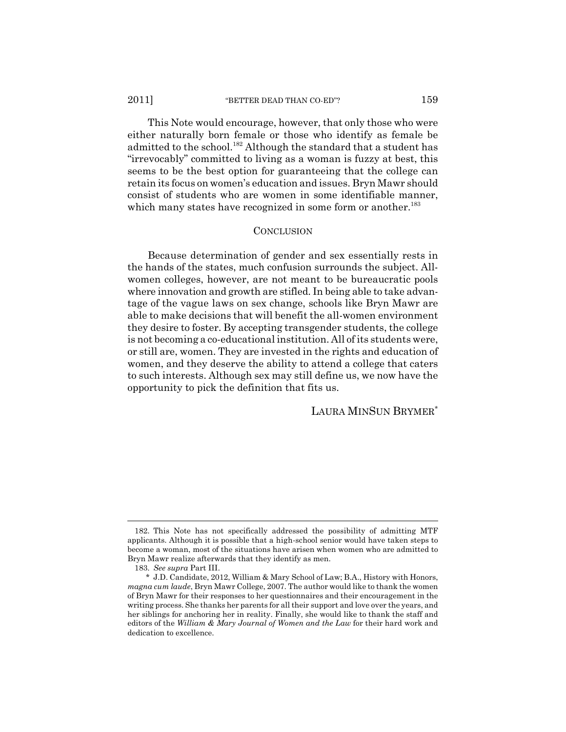This Note would encourage, however, that only those who were either naturally born female or those who identify as female be admitted to the school.[182] Although the standard that a student has "irrevocably" committed to living as a woman is fuzzy at best, this seems to be the best option for guaranteeing that the college can retain its focus on women's education and issues. Bryn Mawr should consist of students who are women in some identifiable manner, which many states have recognized in some form or another.[183]

## CONCLUSION

Because determination of gender and sex essentially rests in the hands of the states, much confusion surrounds the subject. All-women colleges, however, are not meant to be bureaucratic pools where innovation and growth are stifled. In being able to take advantage of the vague laws on sex change, schools like Bryn Mawr are able to make decisions that will benefit the all-women environment they desire to foster. By accepting transgender students, the college is not becoming a co-educational institution. All of its students were, or still are, women. They are invested in the rights and education of women, and they deserve the ability to attend a college that caters to such interests. Although sex may still define us, we now have the opportunity to pick the definition that fits us.

LAURA MINSUN BRYMER[*]

---

182. This Note has not specifically addressed the possibility of admitting MTF applicants. Although it is possible that a high-school senior would have taken steps to become a woman, most of the situations have arisen when women who are admitted to Bryn Mawr realize afterwards that they identify as men.

183. *See supra* Part III.

\* J.D. Candidate, 2012, William & Mary School of Law; B.A., History with Honors, *magna cum laude*, Bryn Mawr College, 2007. The author would like to thank the women of Bryn Mawr for their responses to her questionnaires and their encouragement in the writing process. She thanks her parents for all their support and love over the years, and her siblings for anchoring her in reality. Finally, she would like to thank the staff and editors of the *William & Mary Journal of Women and the Law* for their hard work and dedication to excellence.